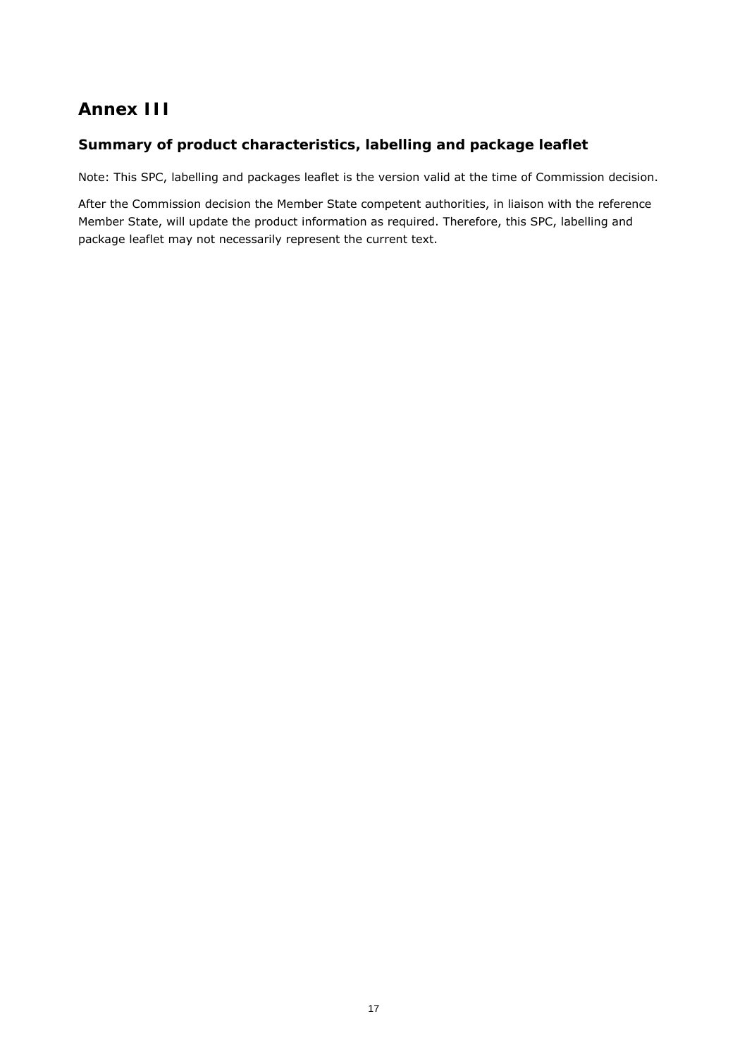# Annex III

## Summary of product characteristics, labelling and package leaflet

Note: This SPC, labelling and packages leaflet is the version valid at the time of Commission decision.

After the Commission decision the Member State competent authorities, in liaison with the reference Member State, will update the product information as required. Therefore, this SPC, labelling and package leaflet may not necessarily represent the current text.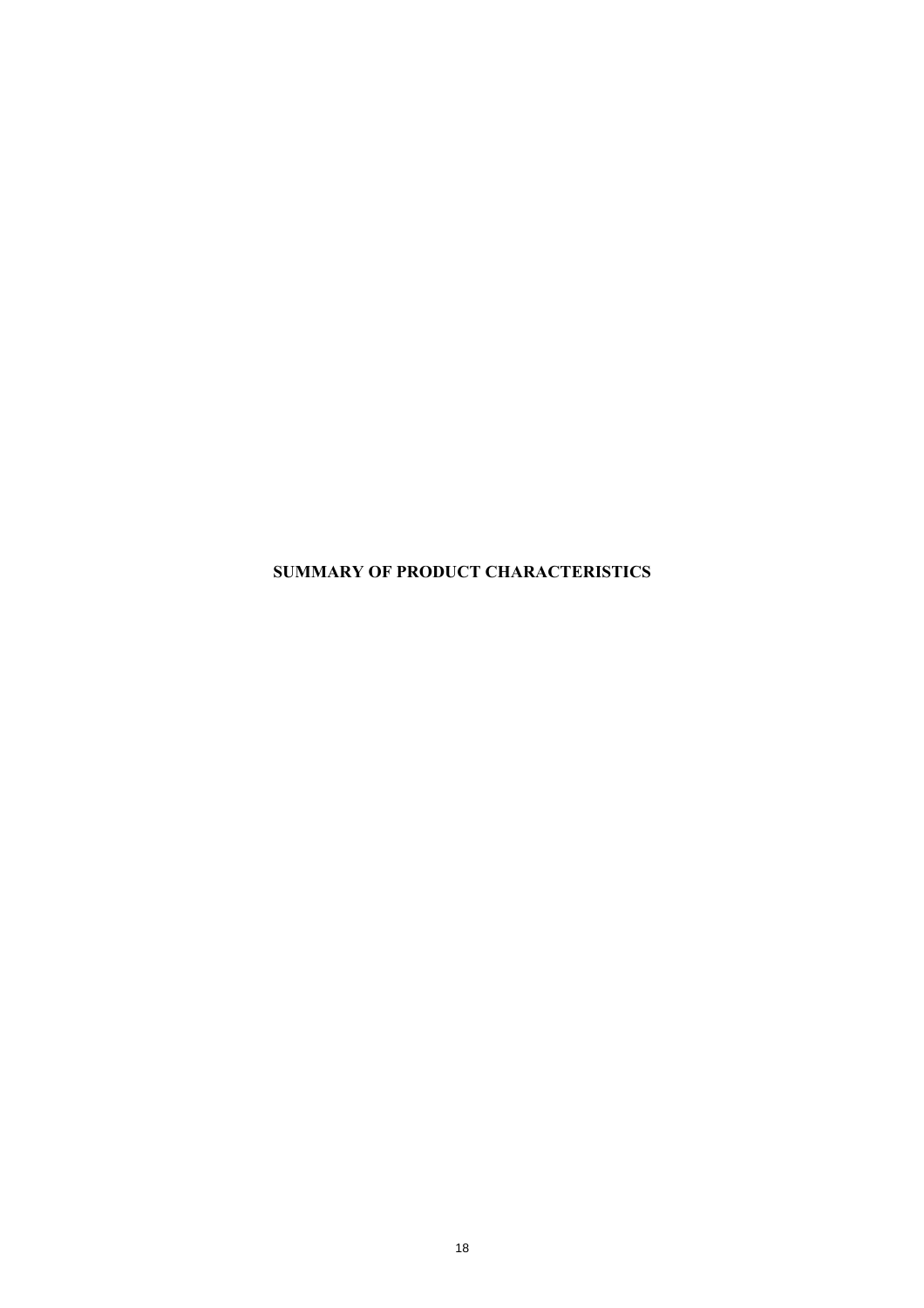# SUMMARY OF PRODUCT CHARACTERISTICS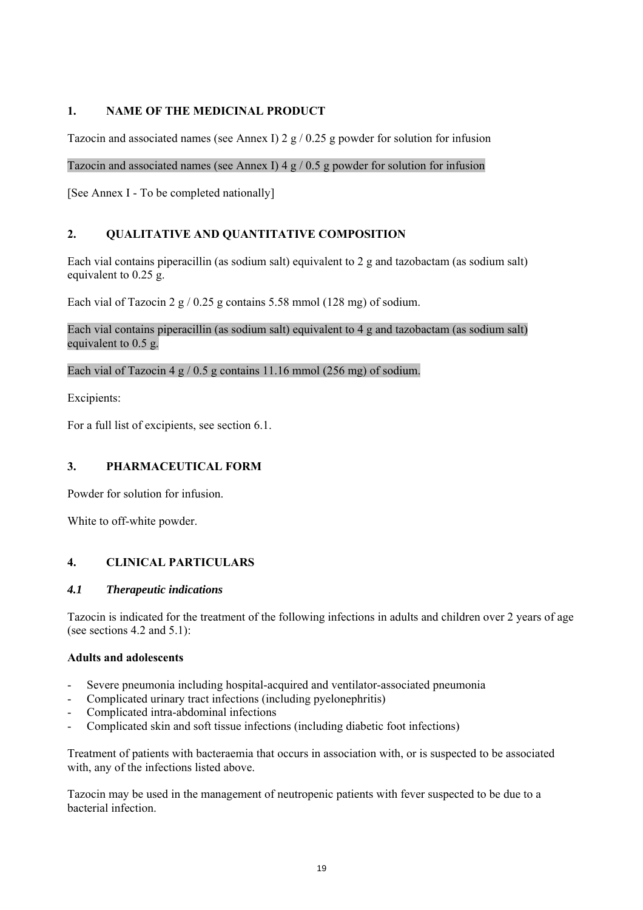## 1. NAME OF THE MEDICINAL PRODUCT

Tazocin and associated names (see Annex I) 2 g / 0.25 g powder for solution for infusion

Tazocin and associated names (see Annex I) 4 g / 0.5 g powder for solution for infusion

[See Annex I - To be completed nationally]

## 2. QUALITATIVE AND QUANTITATIVE COMPOSITION

Each vial contains piperacillin (as sodium salt) equivalent to 2 g and tazobactam (as sodium salt) equivalent to 0.25 g.

Each vial of Tazocin 2 g / 0.25 g contains 5.58 mmol (128 mg) of sodium.

Each vial contains piperacillin (as sodium salt) equivalent to 4 g and tazobactam (as sodium salt) equivalent to 0.5 g.

Each vial of Tazocin 4 g / 0.5 g contains 11.16 mmol (256 mg) of sodium.

Excipients:

For a full list of excipients, see section 6.1.

## 3. PHARMACEUTICAL FORM

Powder for solution for infusion.

White to off-white powder.

## 4. CLINICAL PARTICULARS

### *4.1 Therapeutic indications*

Tazocin is indicated for the treatment of the following infections in adults and children over 2 years of age (see sections 4.2 and 5.1):

**Adults and adolescents**

- Severe pneumonia including hospital-acquired and ventilator-associated pneumonia
- Complicated urinary tract infections (including pyelonephritis)
- Complicated intra-abdominal infections
- Complicated skin and soft tissue infections (including diabetic foot infections)

Treatment of patients with bacteraemia that occurs in association with, or is suspected to be associated with, any of the infections listed above.

Tazocin may be used in the management of neutropenic patients with fever suspected to be due to a bacterial infection.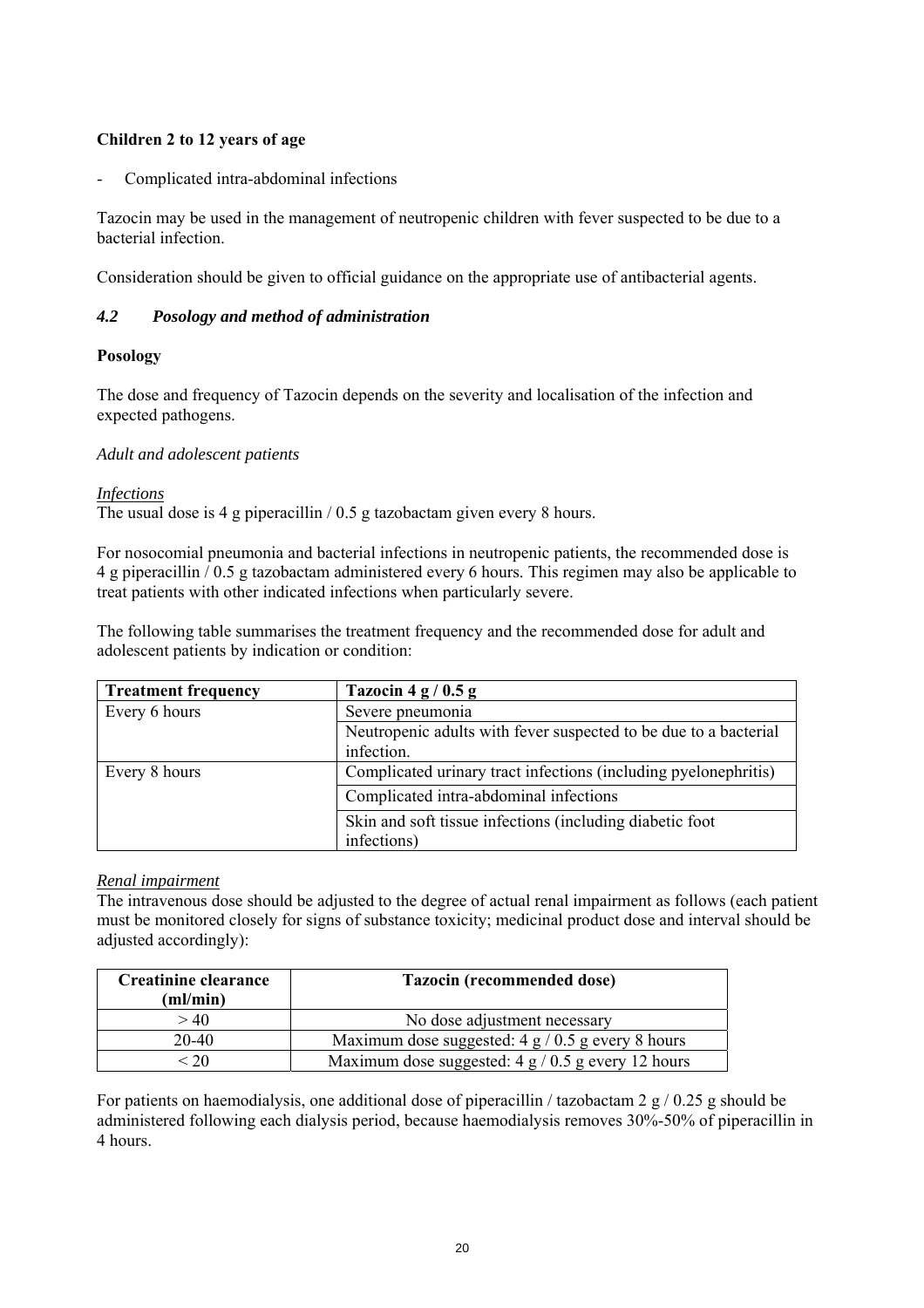**Children 2 to 12 years of age**

- Complicated intra-abdominal infections

Tazocin may be used in the management of neutropenic children with fever suspected to be due to a bacterial infection.

Consideration should be given to official guidance on the appropriate use of antibacterial agents.

### *4.2 Posology and method of administration*

**Posology**

The dose and frequency of Tazocin depends on the severity and localisation of the infection and expected pathogens.

*Adult and adolescent patients*

*Infections*

The usual dose is 4 g piperacillin / 0.5 g tazobactam given every 8 hours.

For nosocomial pneumonia and bacterial infections in neutropenic patients, the recommended dose is 4 g piperacillin / 0.5 g tazobactam administered every 6 hours. This regimen may also be applicable to treat patients with other indicated infections when particularly severe.

The following table summarises the treatment frequency and the recommended dose for adult and adolescent patients by indication or condition:

| **Treatment frequency** | **Tazocin 4 g / 0.5 g** |
|---|---|
| Every 6 hours | Severe pneumonia |
| | Neutropenic adults with fever suspected to be due to a bacterial infection. |
| Every 8 hours | Complicated urinary tract infections (including pyelonephritis) |
| | Complicated intra-abdominal infections |
| | Skin and soft tissue infections (including diabetic foot infections) |

*Renal impairment*

The intravenous dose should be adjusted to the degree of actual renal impairment as follows (each patient must be monitored closely for signs of substance toxicity; medicinal product dose and interval should be adjusted accordingly):

| **Creatinine clearance (ml/min)** | **Tazocin (recommended dose)** |
|---|---|
| > 40 | No dose adjustment necessary |
| 20-40 | Maximum dose suggested: 4 g / 0.5 g every 8 hours |
| < 20 | Maximum dose suggested: 4 g / 0.5 g every 12 hours |

For patients on haemodialysis, one additional dose of piperacillin / tazobactam 2 g / 0.25 g should be administered following each dialysis period, because haemodialysis removes 30%-50% of piperacillin in 4 hours.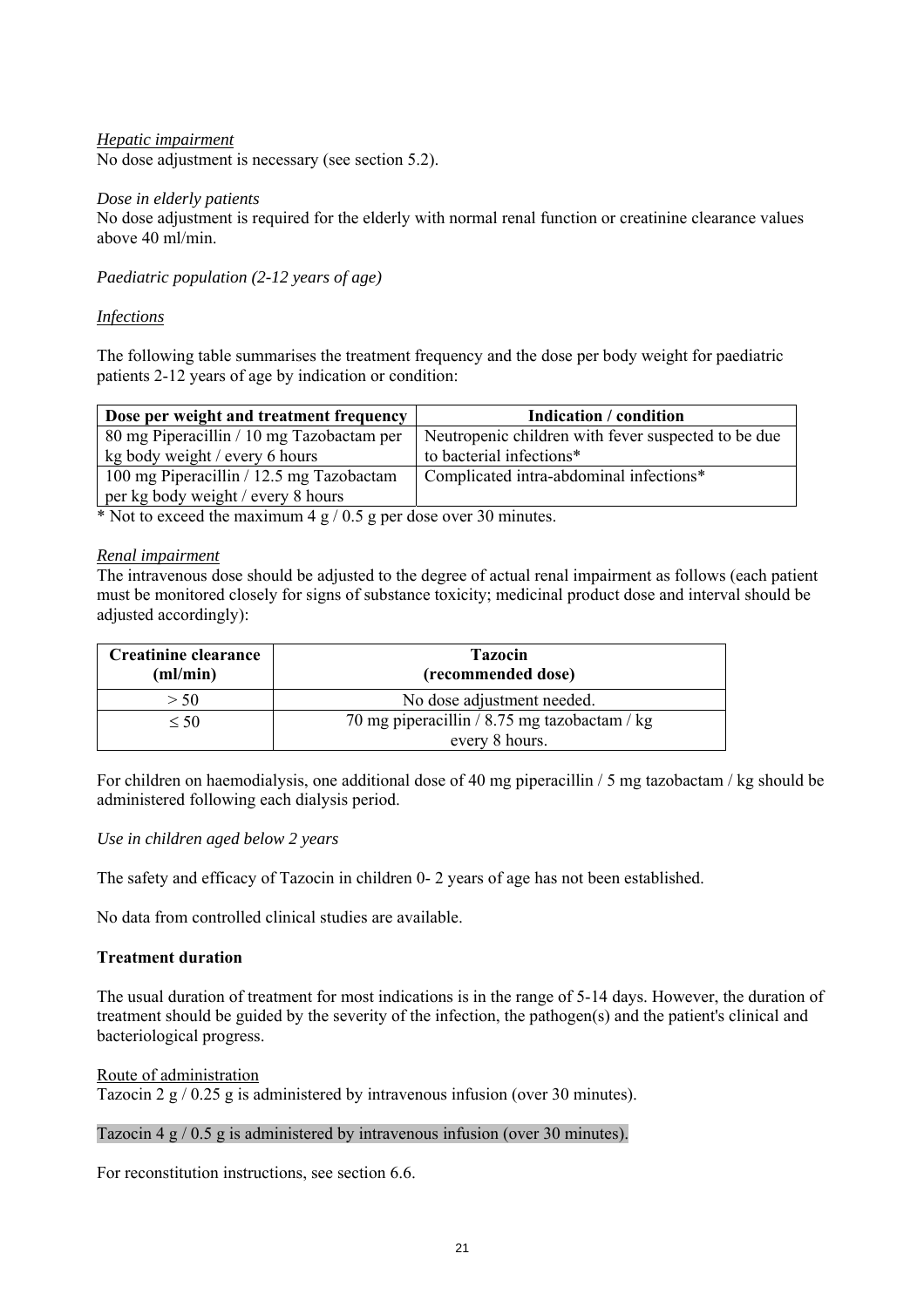*Hepatic impairment*
No dose adjustment is necessary (see section 5.2).

*Dose in elderly patients*
No dose adjustment is required for the elderly with normal renal function or creatinine clearance values above 40 ml/min.

*Paediatric population (2-12 years of age)*

*Infections*

The following table summarises the treatment frequency and the dose per body weight for paediatric patients 2-12 years of age by indication or condition:

| Dose per weight and treatment frequency | Indication / condition |
|---|---|
| 80 mg Piperacillin / 10 mg Tazobactam per kg body weight / every 6 hours | Neutropenic children with fever suspected to be due to bacterial infections* |
| 100 mg Piperacillin / 12.5 mg Tazobactam per kg body weight / every 8 hours | Complicated intra-abdominal infections* |

* Not to exceed the maximum 4 g / 0.5 g per dose over 30 minutes.

*Renal impairment*
The intravenous dose should be adjusted to the degree of actual renal impairment as follows (each patient must be monitored closely for signs of substance toxicity; medicinal product dose and interval should be adjusted accordingly):

| Creatinine clearance (ml/min) | Tazocin (recommended dose) |
|---|---|
| > 50 | No dose adjustment needed. |
| ≤ 50 | 70 mg piperacillin / 8.75 mg tazobactam / kg every 8 hours. |

For children on haemodialysis, one additional dose of 40 mg piperacillin / 5 mg tazobactam / kg should be administered following each dialysis period.

*Use in children aged below 2 years*

The safety and efficacy of Tazocin in children 0- 2 years of age has not been established.

No data from controlled clinical studies are available.

**Treatment duration**

The usual duration of treatment for most indications is in the range of 5-14 days. However, the duration of treatment should be guided by the severity of the infection, the pathogen(s) and the patient's clinical and bacteriological progress.

Route of administration
Tazocin 2 g / 0.25 g is administered by intravenous infusion (over 30 minutes).

Tazocin 4 g / 0.5 g is administered by intravenous infusion (over 30 minutes).

For reconstitution instructions, see section 6.6.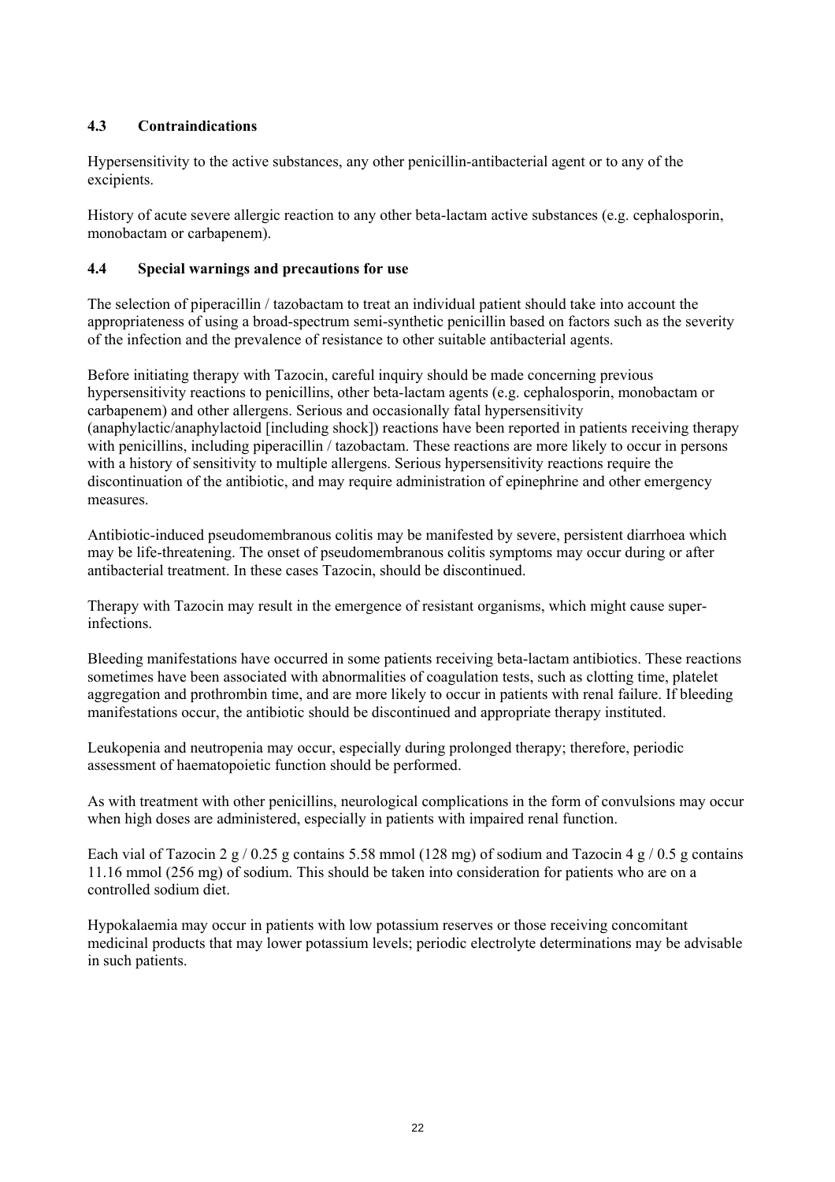### 4.3 Contraindications

Hypersensitivity to the active substances, any other penicillin-antibacterial agent or to any of the excipients.

History of acute severe allergic reaction to any other beta-lactam active substances (e.g. cephalosporin, monobactam or carbapenem).

### 4.4 Special warnings and precautions for use

The selection of piperacillin / tazobactam to treat an individual patient should take into account the appropriateness of using a broad-spectrum semi-synthetic penicillin based on factors such as the severity of the infection and the prevalence of resistance to other suitable antibacterial agents.

Before initiating therapy with Tazocin, careful inquiry should be made concerning previous hypersensitivity reactions to penicillins, other beta-lactam agents (e.g. cephalosporin, monobactam or carbapenem) and other allergens. Serious and occasionally fatal hypersensitivity (anaphylactic/anaphylactoid [including shock]) reactions have been reported in patients receiving therapy with penicillins, including piperacillin / tazobactam. These reactions are more likely to occur in persons with a history of sensitivity to multiple allergens. Serious hypersensitivity reactions require the discontinuation of the antibiotic, and may require administration of epinephrine and other emergency measures.

Antibiotic-induced pseudomembranous colitis may be manifested by severe, persistent diarrhoea which may be life-threatening. The onset of pseudomembranous colitis symptoms may occur during or after antibacterial treatment. In these cases Tazocin, should be discontinued.

Therapy with Tazocin may result in the emergence of resistant organisms, which might cause super-infections.

Bleeding manifestations have occurred in some patients receiving beta-lactam antibiotics. These reactions sometimes have been associated with abnormalities of coagulation tests, such as clotting time, platelet aggregation and prothrombin time, and are more likely to occur in patients with renal failure. If bleeding manifestations occur, the antibiotic should be discontinued and appropriate therapy instituted.

Leukopenia and neutropenia may occur, especially during prolonged therapy; therefore, periodic assessment of haematopoietic function should be performed.

As with treatment with other penicillins, neurological complications in the form of convulsions may occur when high doses are administered, especially in patients with impaired renal function.

Each vial of Tazocin 2 g / 0.25 g contains 5.58 mmol (128 mg) of sodium and Tazocin 4 g / 0.5 g contains 11.16 mmol (256 mg) of sodium. This should be taken into consideration for patients who are on a controlled sodium diet.

Hypokalaemia may occur in patients with low potassium reserves or those receiving concomitant medicinal products that may lower potassium levels; periodic electrolyte determinations may be advisable in such patients.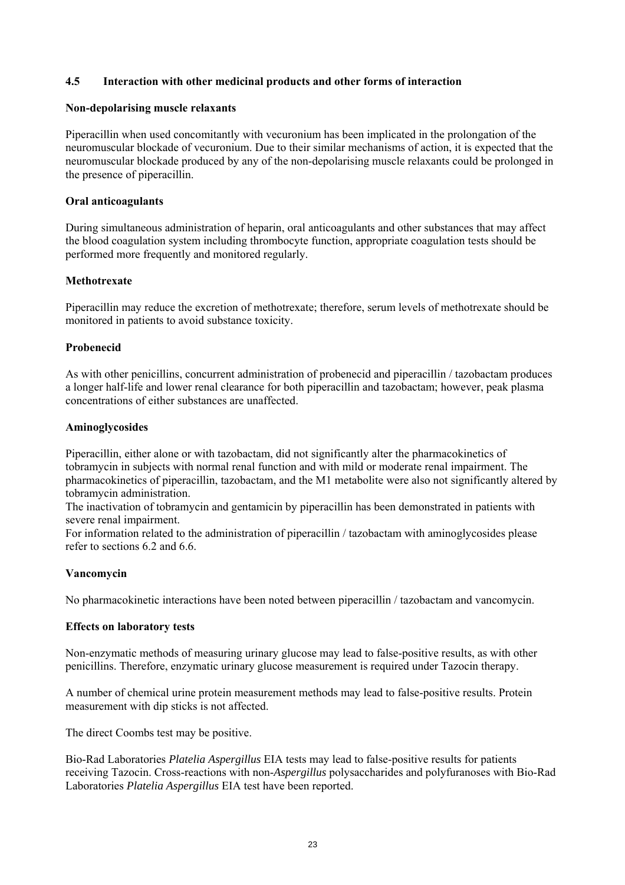## 4.5 Interaction with other medicinal products and other forms of interaction

**Non-depolarising muscle relaxants**

Piperacillin when used concomitantly with vecuronium has been implicated in the prolongation of the neuromuscular blockade of vecuronium. Due to their similar mechanisms of action, it is expected that the neuromuscular blockade produced by any of the non-depolarising muscle relaxants could be prolonged in the presence of piperacillin.

**Oral anticoagulants**

During simultaneous administration of heparin, oral anticoagulants and other substances that may affect the blood coagulation system including thrombocyte function, appropriate coagulation tests should be performed more frequently and monitored regularly.

**Methotrexate**

Piperacillin may reduce the excretion of methotrexate; therefore, serum levels of methotrexate should be monitored in patients to avoid substance toxicity.

**Probenecid**

As with other penicillins, concurrent administration of probenecid and piperacillin / tazobactam produces a longer half-life and lower renal clearance for both piperacillin and tazobactam; however, peak plasma concentrations of either substances are unaffected.

**Aminoglycosides**

Piperacillin, either alone or with tazobactam, did not significantly alter the pharmacokinetics of tobramycin in subjects with normal renal function and with mild or moderate renal impairment. The pharmacokinetics of piperacillin, tazobactam, and the M1 metabolite were also not significantly altered by tobramycin administration.
The inactivation of tobramycin and gentamicin by piperacillin has been demonstrated in patients with severe renal impairment.
For information related to the administration of piperacillin / tazobactam with aminoglycosides please refer to sections 6.2 and 6.6.

**Vancomycin**

No pharmacokinetic interactions have been noted between piperacillin / tazobactam and vancomycin.

**Effects on laboratory tests**

Non-enzymatic methods of measuring urinary glucose may lead to false-positive results, as with other penicillins. Therefore, enzymatic urinary glucose measurement is required under Tazocin therapy.

A number of chemical urine protein measurement methods may lead to false-positive results. Protein measurement with dip sticks is not affected.

The direct Coombs test may be positive.

Bio-Rad Laboratories *Platelia Aspergillus* EIA tests may lead to false-positive results for patients receiving Tazocin. Cross-reactions with non-*Aspergillus* polysaccharides and polyfuranoses with Bio-Rad Laboratories *Platelia Aspergillus* EIA test have been reported.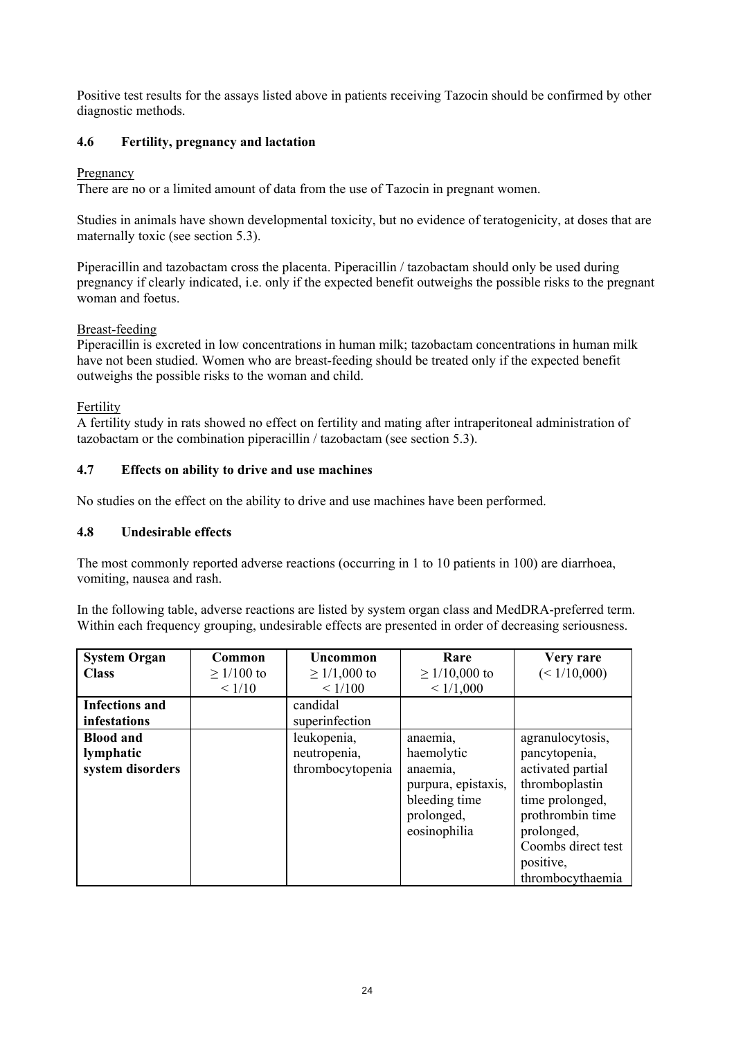Positive test results for the assays listed above in patients receiving Tazocin should be confirmed by other diagnostic methods.

### 4.6 Fertility, pregnancy and lactation

Pregnancy

There are no or a limited amount of data from the use of Tazocin in pregnant women.

Studies in animals have shown developmental toxicity, but no evidence of teratogenicity, at doses that are maternally toxic (see section 5.3).

Piperacillin and tazobactam cross the placenta. Piperacillin / tazobactam should only be used during pregnancy if clearly indicated, i.e. only if the expected benefit outweighs the possible risks to the pregnant woman and foetus.

Breast-feeding

Piperacillin is excreted in low concentrations in human milk; tazobactam concentrations in human milk have not been studied. Women who are breast-feeding should be treated only if the expected benefit outweighs the possible risks to the woman and child.

Fertility

A fertility study in rats showed no effect on fertility and mating after intraperitoneal administration of tazobactam or the combination piperacillin / tazobactam (see section 5.3).

### 4.7 Effects on ability to drive and use machines

No studies on the effect on the ability to drive and use machines have been performed.

### 4.8 Undesirable effects

The most commonly reported adverse reactions (occurring in 1 to 10 patients in 100) are diarrhoea, vomiting, nausea and rash.

In the following table, adverse reactions are listed by system organ class and MedDRA-preferred term. Within each frequency grouping, undesirable effects are presented in order of decreasing seriousness.

| System Organ Class | Common $\geq 1/100$ to $< 1/10$ | Uncommon $\geq 1/1,000$ to $< 1/100$ | Rare $\geq 1/10,000$ to $< 1/1,000$ | Very rare ($< 1/10,000$) |
|---|---|---|---|---|
| **Infections and infestations** | | candidal superinfection | | |
| **Blood and lymphatic system disorders** | | leukopenia, neutropenia, thrombocytopenia | anaemia, haemolytic anaemia, purpura, epistaxis, bleeding time prolonged, eosinophilia | agranulocytosis, pancytopenia, activated partial thromboplastin time prolonged, prothrombin time prolonged, Coombs direct test positive, thrombocythaemia |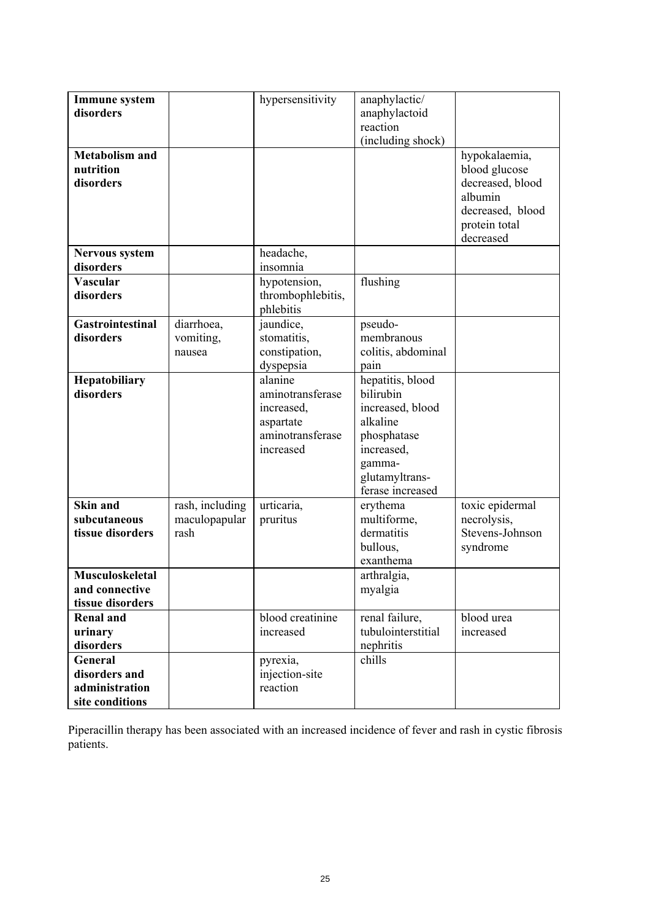| | | | | |
|---|---|---|---|---|
| **Immune system disorders** | | hypersensitivity | anaphylactic/ anaphylactoid reaction (including shock) | |
| **Metabolism and nutrition disorders** | | | | hypokalaemia, blood glucose decreased, blood albumin decreased, blood protein total decreased |
| **Nervous system disorders** | | headache, insomnia | | |
| **Vascular disorders** | | hypotension, thrombophlebitis, phlebitis | flushing | |
| **Gastrointestinal disorders** | diarrhoea, vomiting, nausea | jaundice, stomatitis, constipation, dyspepsia | pseudo-membranous colitis, abdominal pain | |
| **Hepatobiliary disorders** | | alanine aminotransferase increased, aspartate aminotransferase increased | hepatitis, blood bilirubin increased, blood alkaline phosphatase increased, gamma-glutamyltrans-ferase increased | |
| **Skin and subcutaneous tissue disorders** | rash, including maculopapular rash | urticaria, pruritus | erythema multiforme, dermatitis bullous, exanthema | toxic epidermal necrolysis, Stevens-Johnson syndrome |
| **Musculoskeletal and connective tissue disorders** | | | arthralgia, myalgia | |
| **Renal and urinary disorders** | | blood creatinine increased | renal failure, tubulointerstitial nephritis | blood urea increased |
| **General disorders and administration site conditions** | | pyrexia, injection-site reaction | chills | |

Piperacillin therapy has been associated with an increased incidence of fever and rash in cystic fibrosis patients.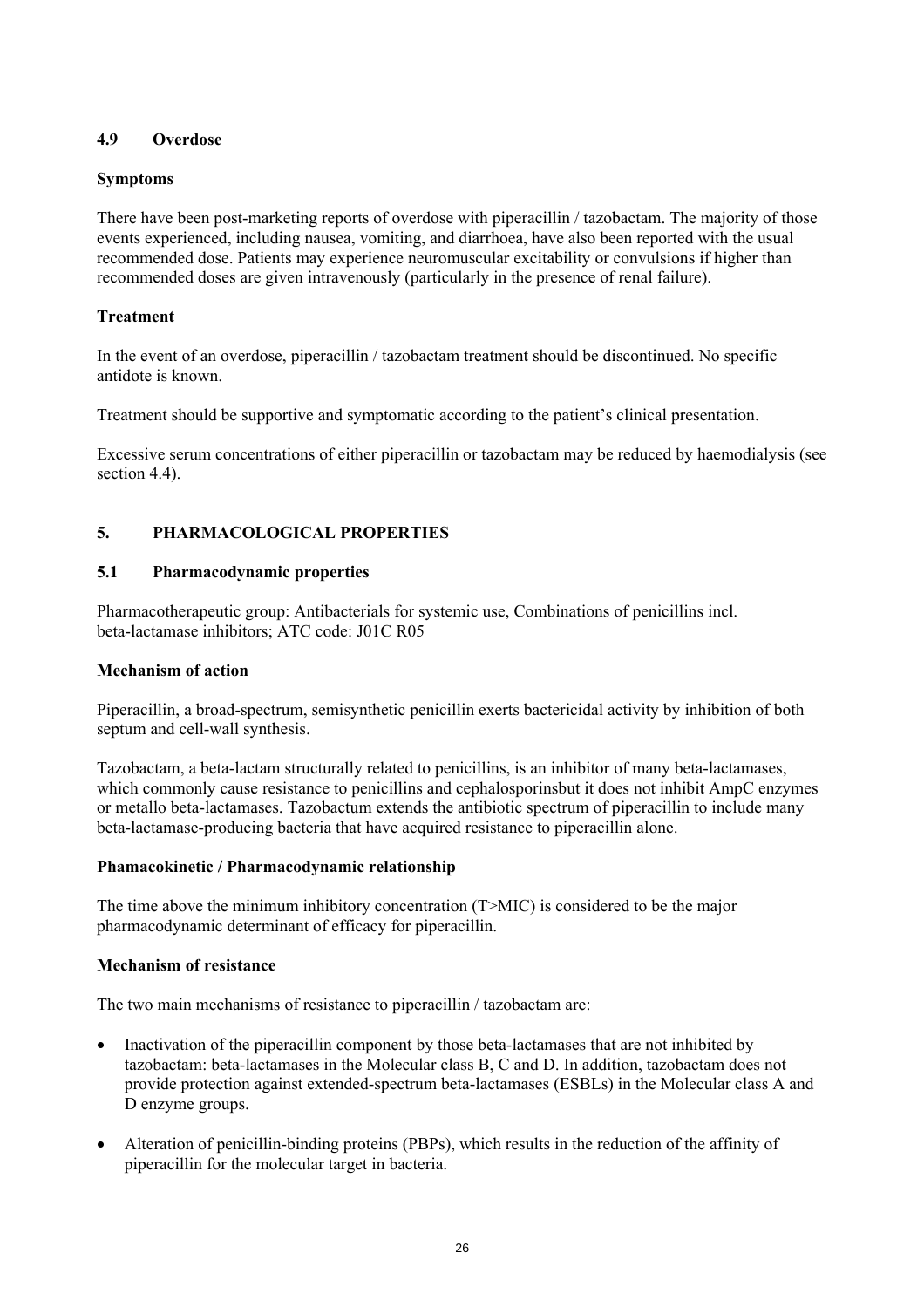### 4.9 Overdose

**Symptoms**

There have been post-marketing reports of overdose with piperacillin / tazobactam. The majority of those events experienced, including nausea, vomiting, and diarrhoea, have also been reported with the usual recommended dose. Patients may experience neuromuscular excitability or convulsions if higher than recommended doses are given intravenously (particularly in the presence of renal failure).

**Treatment**

In the event of an overdose, piperacillin / tazobactam treatment should be discontinued. No specific antidote is known.

Treatment should be supportive and symptomatic according to the patient's clinical presentation.

Excessive serum concentrations of either piperacillin or tazobactam may be reduced by haemodialysis (see section 4.4).

## 5. PHARMACOLOGICAL PROPERTIES

### 5.1 Pharmacodynamic properties

Pharmacotherapeutic group: Antibacterials for systemic use, Combinations of penicillins incl. beta-lactamase inhibitors; ATC code: J01C R05

**Mechanism of action**

Piperacillin, a broad-spectrum, semisynthetic penicillin exerts bactericidal activity by inhibition of both septum and cell-wall synthesis.

Tazobactam, a beta-lactam structurally related to penicillins, is an inhibitor of many beta-lactamases, which commonly cause resistance to penicillins and cephalosporinsbut it does not inhibit AmpC enzymes or metallo beta-lactamases. Tazobactum extends the antibiotic spectrum of piperacillin to include many beta-lactamase-producing bacteria that have acquired resistance to piperacillin alone.

**Phamacokinetic / Pharmacodynamic relationship**

The time above the minimum inhibitory concentration (T>MIC) is considered to be the major pharmacodynamic determinant of efficacy for piperacillin.

**Mechanism of resistance**

The two main mechanisms of resistance to piperacillin / tazobactam are:

- Inactivation of the piperacillin component by those beta-lactamases that are not inhibited by tazobactam: beta-lactamases in the Molecular class B, C and D. In addition, tazobactam does not provide protection against extended-spectrum beta-lactamases (ESBLs) in the Molecular class A and D enzyme groups.
- Alteration of penicillin-binding proteins (PBPs), which results in the reduction of the affinity of piperacillin for the molecular target in bacteria.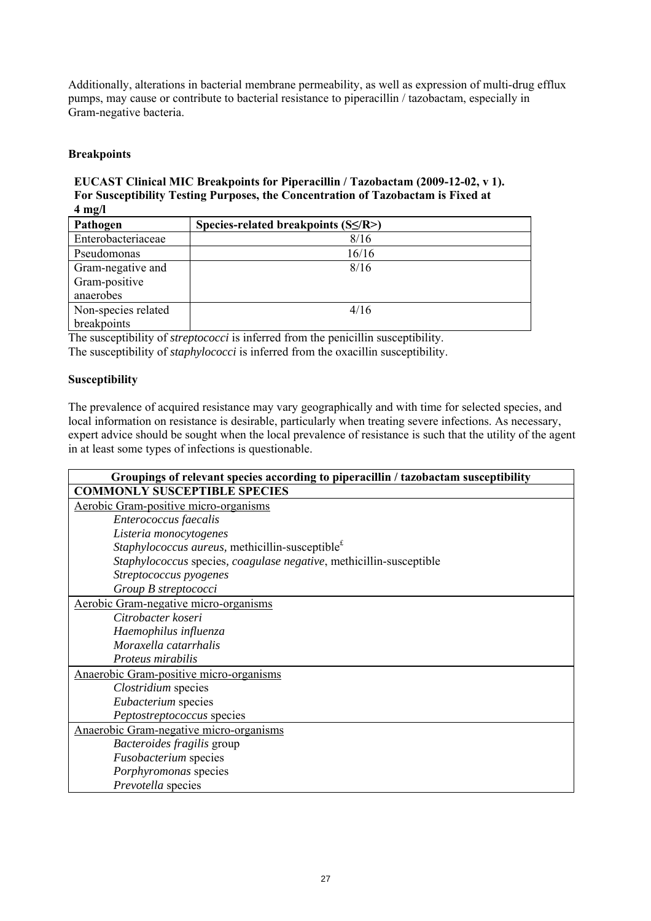Additionally, alterations in bacterial membrane permeability, as well as expression of multi-drug efflux pumps, may cause or contribute to bacterial resistance to piperacillin / tazobactam, especially in Gram-negative bacteria.

**Breakpoints**

**EUCAST Clinical MIC Breakpoints for Piperacillin / Tazobactam (2009-12-02, v 1). For Susceptibility Testing Purposes, the Concentration of Tazobactam is Fixed at 4 mg/l**

| Pathogen | Species-related breakpoints (S≤/R>) |
|---|---|
| Enterobacteriaceae | 8/16 |
| Pseudomonas | 16/16 |
| Gram-negative and Gram-positive anaerobes | 8/16 |
| Non-species related breakpoints | 4/16 |

The susceptibility of *streptococci* is inferred from the penicillin susceptibility.
The susceptibility of *staphylococci* is inferred from the oxacillin susceptibility.

**Susceptibility**

The prevalence of acquired resistance may vary geographically and with time for selected species, and local information on resistance is desirable, particularly when treating severe infections. As necessary, expert advice should be sought when the local prevalence of resistance is such that the utility of the agent in at least some types of infections is questionable.

| Groupings of relevant species according to piperacillin / tazobactam susceptibility |
|---|
| **COMMONLY SUSCEPTIBLE SPECIES** |
| Aerobic Gram-positive micro-organisms |
| *Enterococcus faecalis* |
| *Listeria monocytogenes* |
| *Staphylococcus aureus*, methicillin-susceptible[£] |
| *Staphylococcus* species, *coagulase negative*, methicillin-susceptible |
| *Streptococcus pyogenes* |
| *Group B streptococci* |
| Aerobic Gram-negative micro-organisms |
| *Citrobacter koseri* |
| *Haemophilus influenza* |
| *Moraxella catarrhalis* |
| *Proteus mirabilis* |
| Anaerobic Gram-positive micro-organisms |
| *Clostridium* species |
| *Eubacterium* species |
| *Peptostreptococcus* species |
| Anaerobic Gram-negative micro-organisms |
| *Bacteroides fragilis* group |
| *Fusobacterium* species |
| *Porphyromonas* species |
| *Prevotella* species |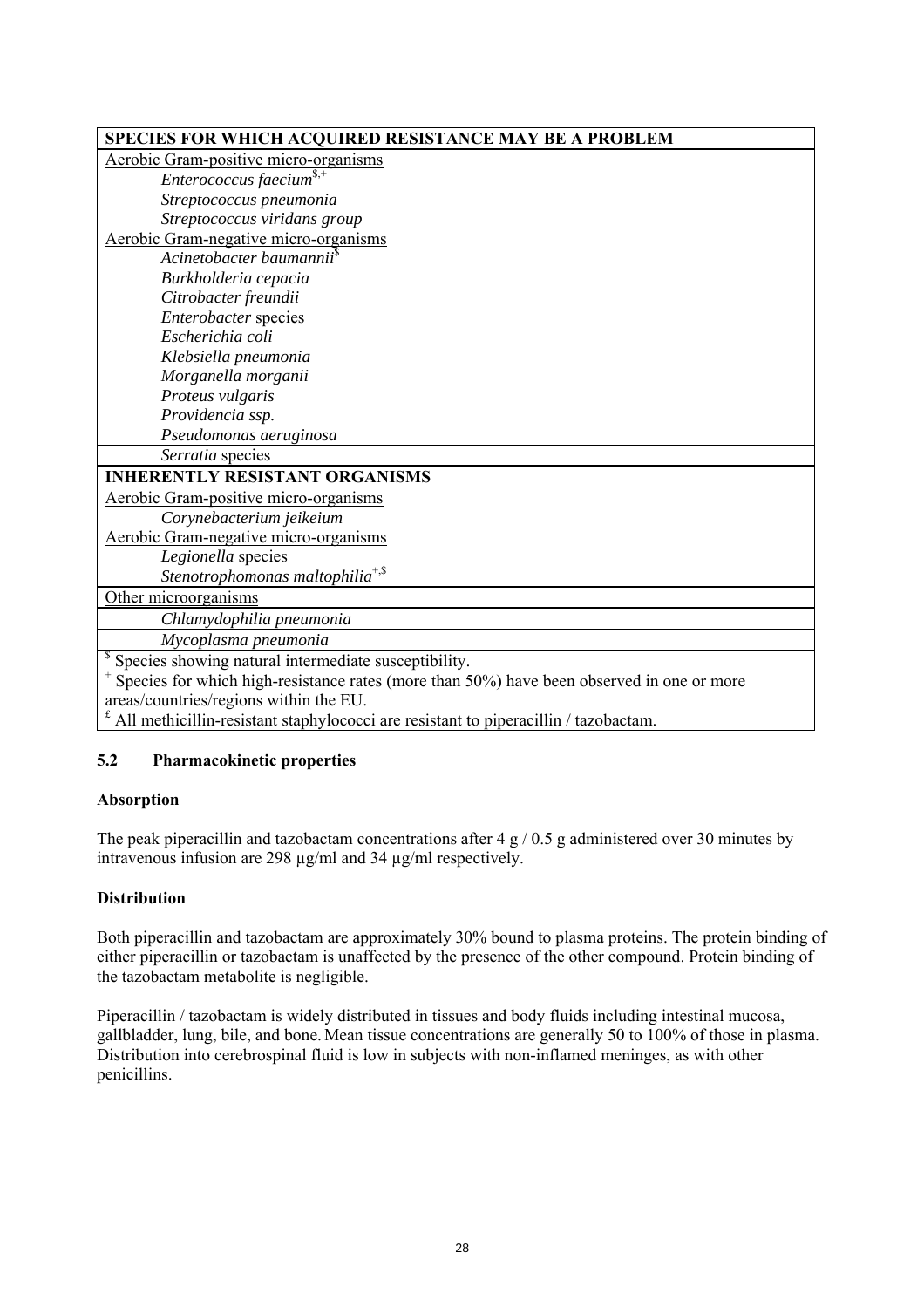| SPECIES FOR WHICH ACQUIRED RESISTANCE MAY BE A PROBLEM |
|---|
| Aerobic Gram-positive micro-organisms |
| *Enterococcus faecium*$^{\$,+}$ |
| *Streptococcus pneumonia* |
| *Streptococcus viridans group* |
| Aerobic Gram-negative micro-organisms |
| *Acinetobacter baumannii*$^{\$}$ |
| *Burkholderia cepacia* |
| *Citrobacter freundii* |
| *Enterobacter* species |
| *Escherichia coli* |
| *Klebsiella pneumonia* |
| *Morganella morganii* |
| *Proteus vulgaris* |
| *Providencia ssp.* |
| *Pseudomonas aeruginosa* |
| *Serratia* species |
| **INHERENTLY RESISTANT ORGANISMS** |
| Aerobic Gram-positive micro-organisms |
| *Corynebacterium jeikeium* |
| Aerobic Gram-negative micro-organisms |
| *Legionella* species |
| *Stenotrophomonas maltophilia*$^{+,\$}$ |
| Other microorganisms |
| *Chlamydophilia pneumonia* |
| *Mycoplasma pneumonia* |
| $^{\$}$ Species showing natural intermediate susceptibility.<br>$^{+}$ Species for which high-resistance rates (more than 50%) have been observed in one or more areas/countries/regions within the EU.<br>$^{£}$ All methicillin-resistant staphylococci are resistant to piperacillin / tazobactam. |

### 5.2 Pharmacokinetic properties

**Absorption**

The peak piperacillin and tazobactam concentrations after 4 g / 0.5 g administered over 30 minutes by intravenous infusion are 298 µg/ml and 34 µg/ml respectively.

**Distribution**

Both piperacillin and tazobactam are approximately 30% bound to plasma proteins. The protein binding of either piperacillin or tazobactam is unaffected by the presence of the other compound. Protein binding of the tazobactam metabolite is negligible.

Piperacillin / tazobactam is widely distributed in tissues and body fluids including intestinal mucosa, gallbladder, lung, bile, and bone. Mean tissue concentrations are generally 50 to 100% of those in plasma. Distribution into cerebrospinal fluid is low in subjects with non-inflamed meninges, as with other penicillins.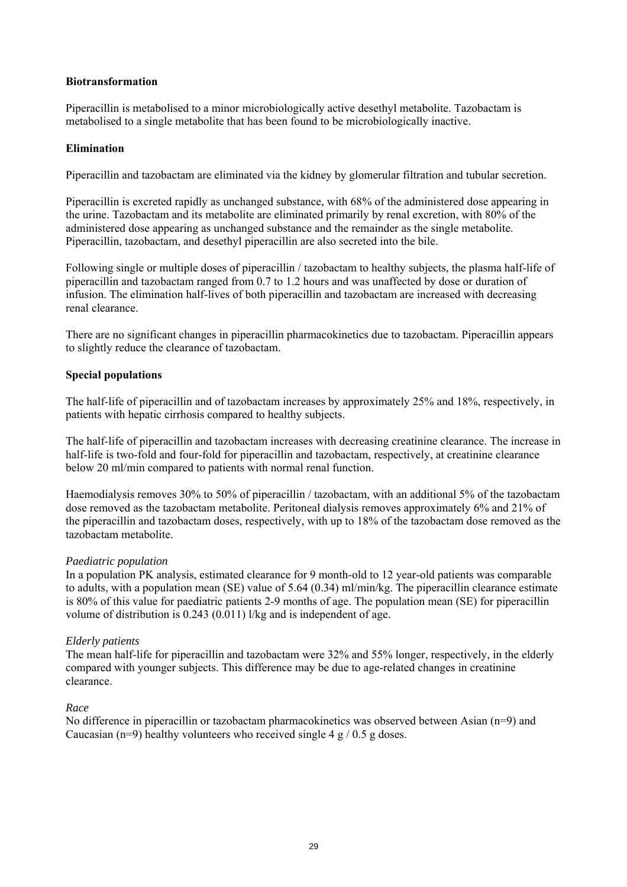**Biotransformation**

Piperacillin is metabolised to a minor microbiologically active desethyl metabolite. Tazobactam is metabolised to a single metabolite that has been found to be microbiologically inactive.

**Elimination**

Piperacillin and tazobactam are eliminated via the kidney by glomerular filtration and tubular secretion.

Piperacillin is excreted rapidly as unchanged substance, with 68% of the administered dose appearing in the urine. Tazobactam and its metabolite are eliminated primarily by renal excretion, with 80% of the administered dose appearing as unchanged substance and the remainder as the single metabolite. Piperacillin, tazobactam, and desethyl piperacillin are also secreted into the bile.

Following single or multiple doses of piperacillin / tazobactam to healthy subjects, the plasma half-life of piperacillin and tazobactam ranged from 0.7 to 1.2 hours and was unaffected by dose or duration of infusion. The elimination half-lives of both piperacillin and tazobactam are increased with decreasing renal clearance.

There are no significant changes in piperacillin pharmacokinetics due to tazobactam. Piperacillin appears to slightly reduce the clearance of tazobactam.

**Special populations**

The half-life of piperacillin and of tazobactam increases by approximately 25% and 18%, respectively, in patients with hepatic cirrhosis compared to healthy subjects.

The half-life of piperacillin and tazobactam increases with decreasing creatinine clearance. The increase in half-life is two-fold and four-fold for piperacillin and tazobactam, respectively, at creatinine clearance below 20 ml/min compared to patients with normal renal function.

Haemodialysis removes 30% to 50% of piperacillin / tazobactam, with an additional 5% of the tazobactam dose removed as the tazobactam metabolite. Peritoneal dialysis removes approximately 6% and 21% of the piperacillin and tazobactam doses, respectively, with up to 18% of the tazobactam dose removed as the tazobactam metabolite.

*Paediatric population*

In a population PK analysis, estimated clearance for 9 month-old to 12 year-old patients was comparable to adults, with a population mean (SE) value of 5.64 (0.34) ml/min/kg. The piperacillin clearance estimate is 80% of this value for paediatric patients 2-9 months of age. The population mean (SE) for piperacillin volume of distribution is 0.243 (0.011) l/kg and is independent of age.

*Elderly patients*

The mean half-life for piperacillin and tazobactam were 32% and 55% longer, respectively, in the elderly compared with younger subjects. This difference may be due to age-related changes in creatinine clearance.

*Race*

No difference in piperacillin or tazobactam pharmacokinetics was observed between Asian (n=9) and Caucasian (n=9) healthy volunteers who received single 4 g / 0.5 g doses.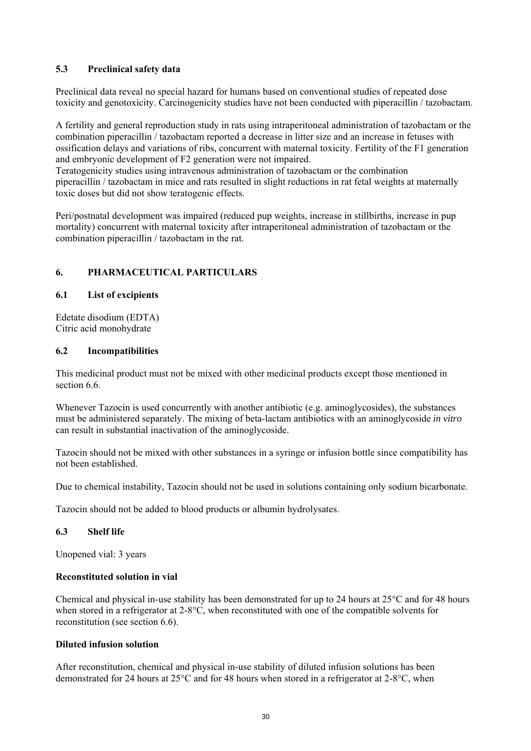## 5.3 Preclinical safety data

Preclinical data reveal no special hazard for humans based on conventional studies of repeated dose toxicity and genotoxicity. Carcinogenicity studies have not been conducted with piperacillin / tazobactam.

A fertility and general reproduction study in rats using intraperitoneal administration of tazobactam or the combination piperacillin / tazobactam reported a decrease in litter size and an increase in fetuses with ossification delays and variations of ribs, concurrent with maternal toxicity. Fertility of the F1 generation and embryonic development of F2 generation were not impaired.
Teratogenicity studies using intravenous administration of tazobactam or the combination piperacillin / tazobactam in mice and rats resulted in slight reductions in rat fetal weights at maternally toxic doses but did not show teratogenic effects.

Peri/postnatal development was impaired (reduced pup weights, increase in stillbirths, increase in pup mortality) concurrent with maternal toxicity after intraperitoneal administration of tazobactam or the combination piperacillin / tazobactam in the rat.

# 6. PHARMACEUTICAL PARTICULARS

## 6.1 List of excipients

Edetate disodium (EDTA)
Citric acid monohydrate

## 6.2 Incompatibilities

This medicinal product must not be mixed with other medicinal products except those mentioned in section 6.6.

Whenever Tazocin is used concurrently with another antibiotic (e.g. aminoglycosides), the substances must be administered separately. The mixing of beta-lactam antibiotics with an aminoglycoside *in vitro* can result in substantial inactivation of the aminoglycoside.

Tazocin should not be mixed with other substances in a syringe or infusion bottle since compatibility has not been established.

Due to chemical instability, Tazocin should not be used in solutions containing only sodium bicarbonate.

Tazocin should not be added to blood products or albumin hydrolysates.

## 6.3 Shelf life

Unopened vial: 3 years

**Reconstituted solution in vial**

Chemical and physical in-use stability has been demonstrated for up to 24 hours at 25°C and for 48 hours when stored in a refrigerator at 2-8°C, when reconstituted with one of the compatible solvents for reconstitution (see section 6.6).

**Diluted infusion solution**

After reconstitution, chemical and physical in-use stability of diluted infusion solutions has been demonstrated for 24 hours at 25°C and for 48 hours when stored in a refrigerator at 2-8°C, when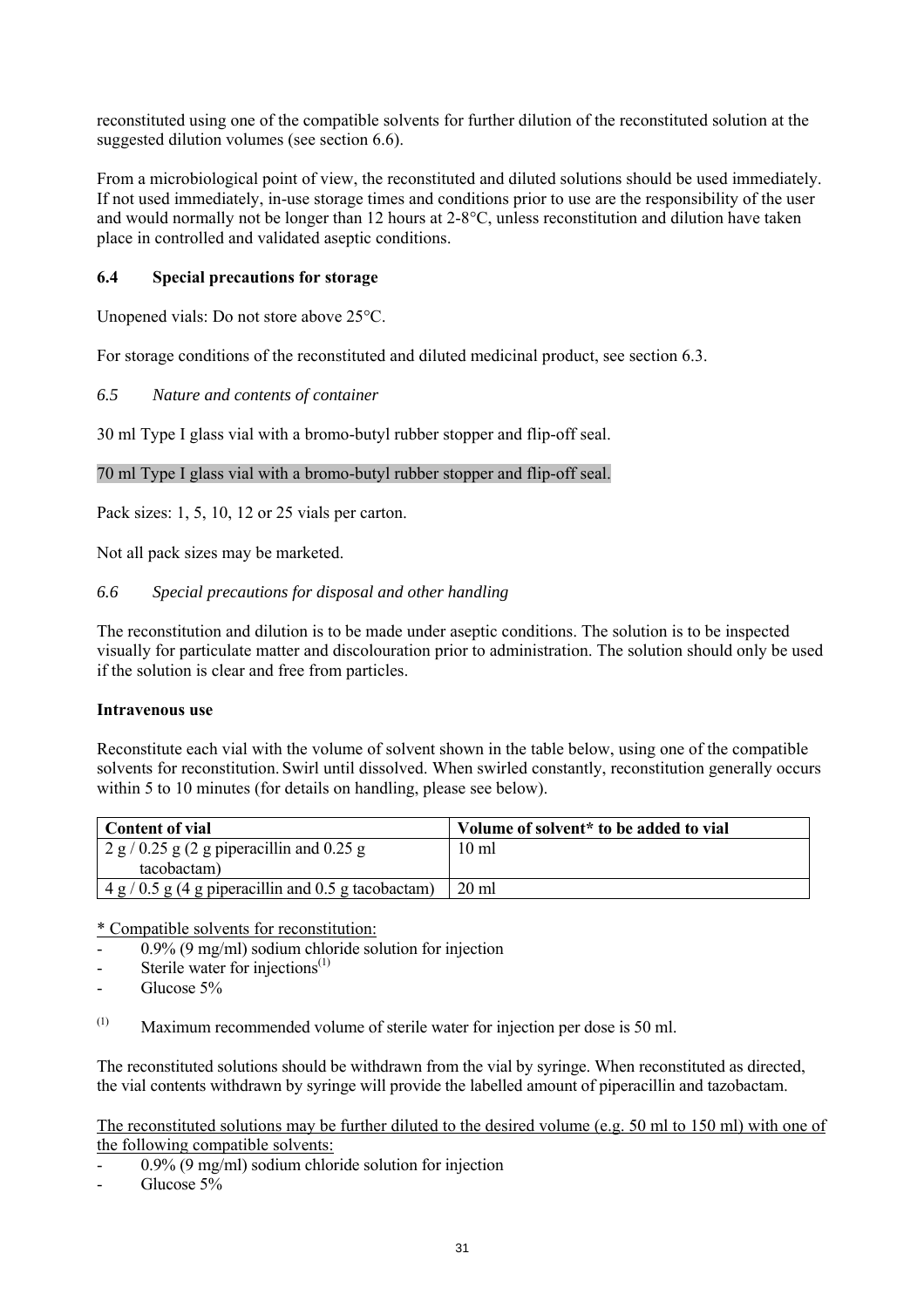reconstituted using one of the compatible solvents for further dilution of the reconstituted solution at the suggested dilution volumes (see section 6.6).

From a microbiological point of view, the reconstituted and diluted solutions should be used immediately. If not used immediately, in-use storage times and conditions prior to use are the responsibility of the user and would normally not be longer than 12 hours at 2-8°C, unless reconstitution and dilution have taken place in controlled and validated aseptic conditions.

### 6.4 Special precautions for storage

Unopened vials: Do not store above 25°C.

For storage conditions of the reconstituted and diluted medicinal product, see section 6.3.

### *6.5 Nature and contents of container*

30 ml Type I glass vial with a bromo-butyl rubber stopper and flip-off seal.

70 ml Type I glass vial with a bromo-butyl rubber stopper and flip-off seal.

Pack sizes: 1, 5, 10, 12 or 25 vials per carton.

Not all pack sizes may be marketed.

### *6.6 Special precautions for disposal and other handling*

The reconstitution and dilution is to be made under aseptic conditions. The solution is to be inspected visually for particulate matter and discolouration prior to administration. The solution should only be used if the solution is clear and free from particles.

**Intravenous use**

Reconstitute each vial with the volume of solvent shown in the table below, using one of the compatible solvents for reconstitution. Swirl until dissolved. When swirled constantly, reconstitution generally occurs within 5 to 10 minutes (for details on handling, please see below).

| Content of vial | Volume of solvent* to be added to vial |
|---|---|
| 2 g / 0.25 g (2 g piperacillin and 0.25 g tacobactam) | 10 ml |
| 4 g / 0.5 g (4 g piperacillin and 0.5 g tacobactam) | 20 ml |

<u>* Compatible solvents for reconstitution:</u>

- 0.9% (9 mg/ml) sodium chloride solution for injection
- Sterile water for injections[(1)]
- Glucose 5%

[(1)] Maximum recommended volume of sterile water for injection per dose is 50 ml.

The reconstituted solutions should be withdrawn from the vial by syringe. When reconstituted as directed, the vial contents withdrawn by syringe will provide the labelled amount of piperacillin and tazobactam.

<u>The reconstituted solutions may be further diluted to the desired volume (e.g. 50 ml to 150 ml) with one of the following compatible solvents:</u>

- 0.9% (9 mg/ml) sodium chloride solution for injection
- Glucose 5%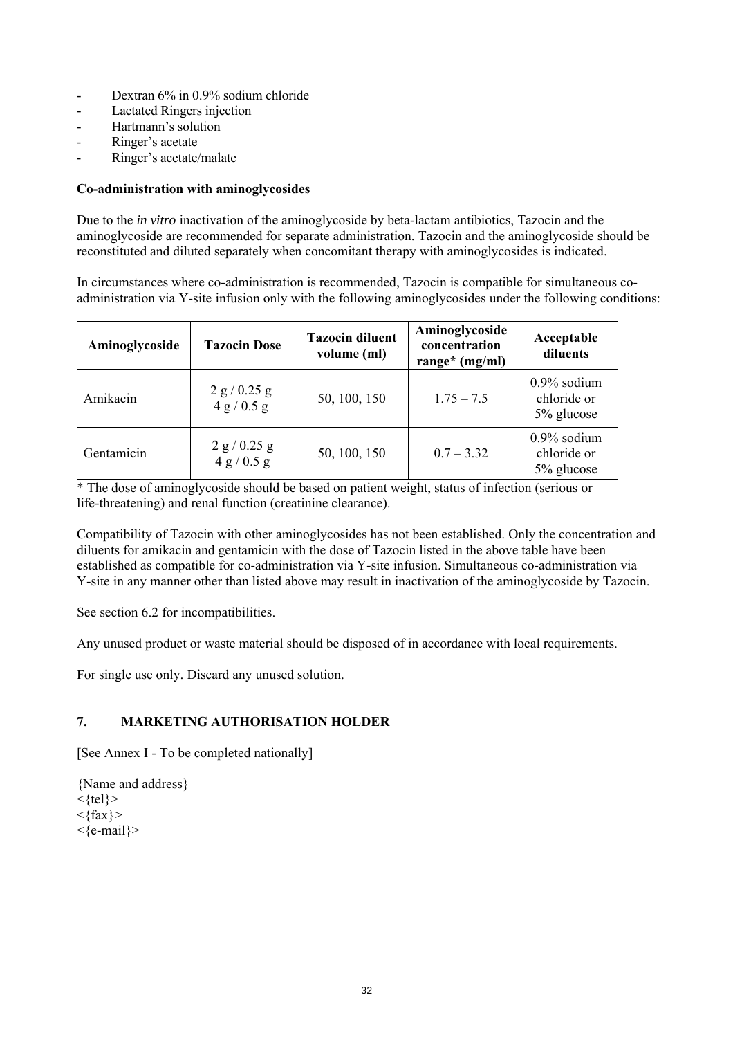- Dextran 6% in 0.9% sodium chloride
- Lactated Ringers injection
- Hartmann's solution
- Ringer's acetate
- Ringer's acetate/malate

**Co-administration with aminoglycosides**

Due to the *in vitro* inactivation of the aminoglycoside by beta-lactam antibiotics, Tazocin and the aminoglycoside are recommended for separate administration. Tazocin and the aminoglycoside should be reconstituted and diluted separately when concomitant therapy with aminoglycosides is indicated.

In circumstances where co-administration is recommended, Tazocin is compatible for simultaneous co-administration via Y-site infusion only with the following aminoglycosides under the following conditions:

| Aminoglycoside | Tazocin Dose | Tazocin diluent volume (ml) | Aminoglycoside concentration range* (mg/ml) | Acceptable diluents |
|---|---|---|---|---|
| Amikacin | 2 g / 0.25 g<br>4 g / 0.5 g | 50, 100, 150 | 1.75 – 7.5 | 0.9% sodium chloride or 5% glucose |
| Gentamicin | 2 g / 0.25 g<br>4 g / 0.5 g | 50, 100, 150 | 0.7 – 3.32 | 0.9% sodium chloride or 5% glucose |

\* The dose of aminoglycoside should be based on patient weight, status of infection (serious or life-threatening) and renal function (creatinine clearance).

Compatibility of Tazocin with other aminoglycosides has not been established. Only the concentration and diluents for amikacin and gentamicin with the dose of Tazocin listed in the above table have been established as compatible for co-administration via Y-site infusion. Simultaneous co-administration via Y-site in any manner other than listed above may result in inactivation of the aminoglycoside by Tazocin.

See section 6.2 for incompatibilities.

Any unused product or waste material should be disposed of in accordance with local requirements.

For single use only. Discard any unused solution.

## 7. MARKETING AUTHORISATION HOLDER

[See Annex I - To be completed nationally]

{Name and address}
<{tel}>
<{fax}>
<{e-mail}>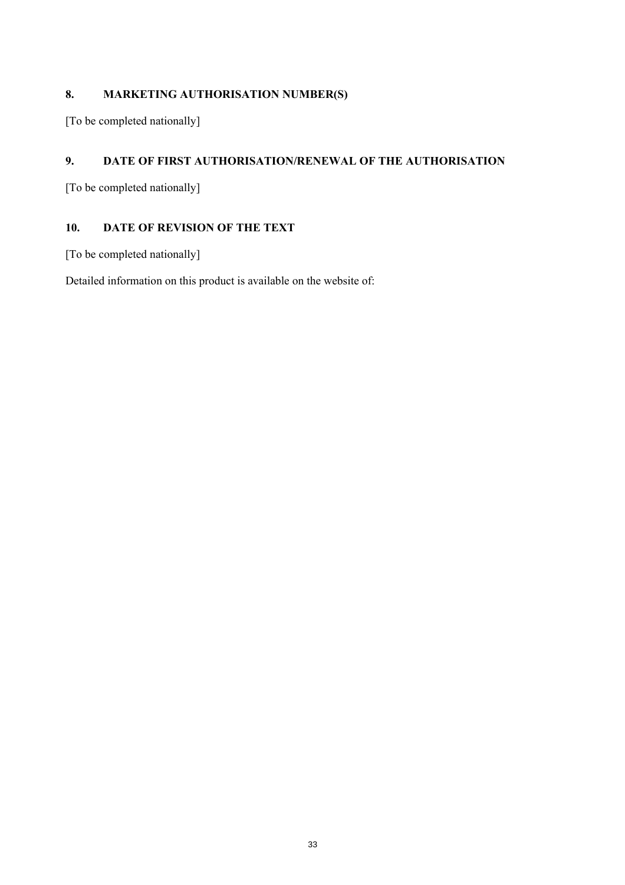## 8. MARKETING AUTHORISATION NUMBER(S)

[To be completed nationally]

## 9. DATE OF FIRST AUTHORISATION/RENEWAL OF THE AUTHORISATION

[To be completed nationally]

## 10. DATE OF REVISION OF THE TEXT

[To be completed nationally]

Detailed information on this product is available on the website of: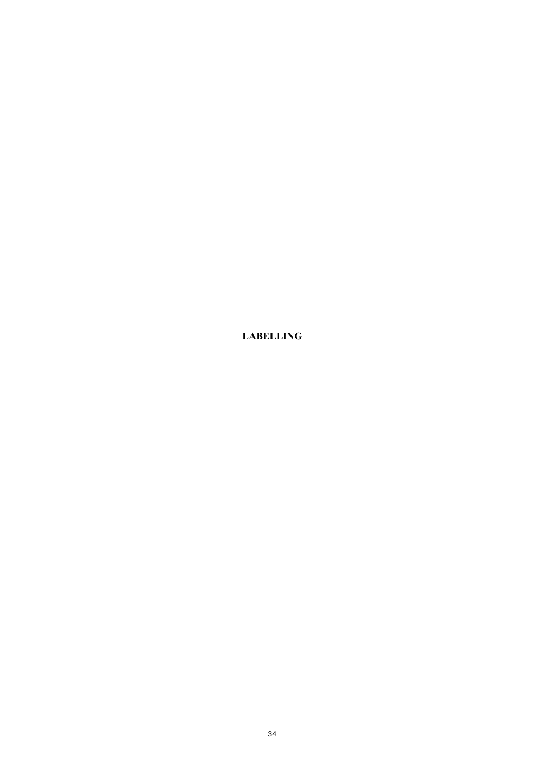# LABELLING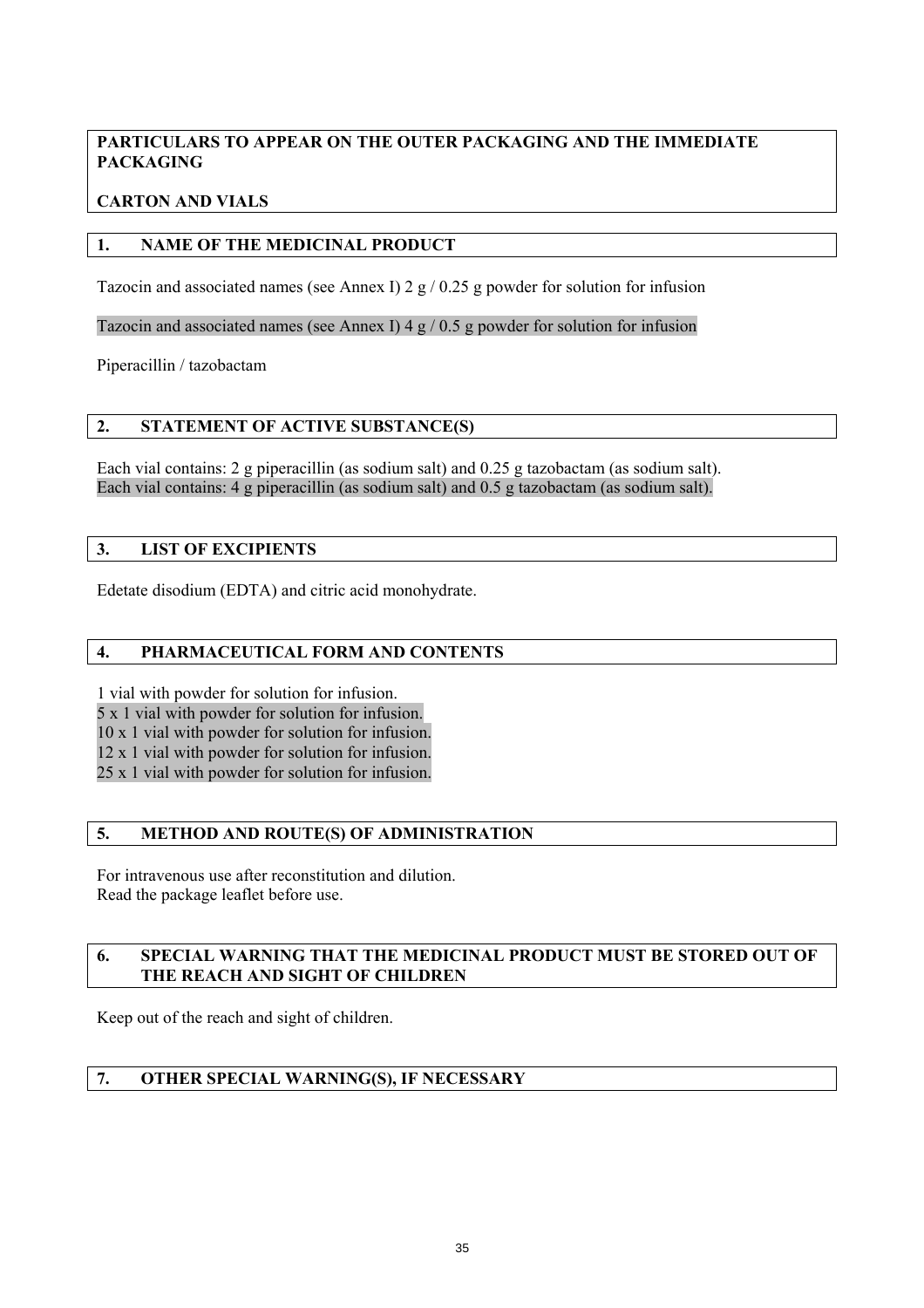**PARTICULARS TO APPEAR ON THE OUTER PACKAGING AND THE IMMEDIATE PACKAGING**

**CARTON AND VIALS**

## 1. NAME OF THE MEDICINAL PRODUCT

Tazocin and associated names (see Annex I) 2 g / 0.25 g powder for solution for infusion

Tazocin and associated names (see Annex I) 4 g / 0.5 g powder for solution for infusion

Piperacillin / tazobactam

## 2. STATEMENT OF ACTIVE SUBSTANCE(S)

Each vial contains: 2 g piperacillin (as sodium salt) and 0.25 g tazobactam (as sodium salt).
Each vial contains: 4 g piperacillin (as sodium salt) and 0.5 g tazobactam (as sodium salt).

## 3. LIST OF EXCIPIENTS

Edetate disodium (EDTA) and citric acid monohydrate.

## 4. PHARMACEUTICAL FORM AND CONTENTS

1 vial with powder for solution for infusion.
5 x 1 vial with powder for solution for infusion.
10 x 1 vial with powder for solution for infusion.
12 x 1 vial with powder for solution for infusion.
25 x 1 vial with powder for solution for infusion.

## 5. METHOD AND ROUTE(S) OF ADMINISTRATION

For intravenous use after reconstitution and dilution.
Read the package leaflet before use.

## 6. SPECIAL WARNING THAT THE MEDICINAL PRODUCT MUST BE STORED OUT OF THE REACH AND SIGHT OF CHILDREN

Keep out of the reach and sight of children.

## 7. OTHER SPECIAL WARNING(S), IF NECESSARY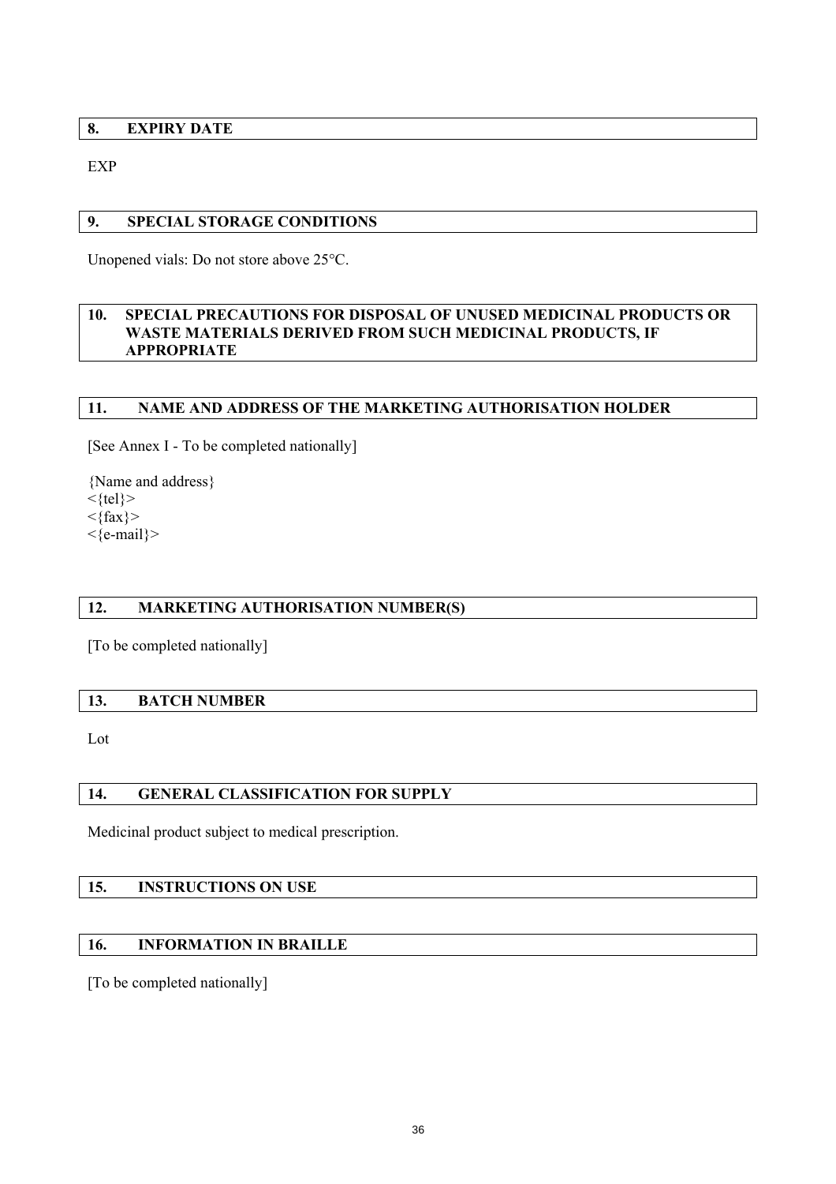## 8. EXPIRY DATE

EXP

## 9. SPECIAL STORAGE CONDITIONS

Unopened vials: Do not store above 25°C.

## 10. SPECIAL PRECAUTIONS FOR DISPOSAL OF UNUSED MEDICINAL PRODUCTS OR WASTE MATERIALS DERIVED FROM SUCH MEDICINAL PRODUCTS, IF APPROPRIATE

## 11. NAME AND ADDRESS OF THE MARKETING AUTHORISATION HOLDER

[See Annex I - To be completed nationally]

{Name and address}
<{tel}>
<{fax}>
<{e-mail}>

## 12. MARKETING AUTHORISATION NUMBER(S)

[To be completed nationally]

## 13. BATCH NUMBER

Lot

## 14. GENERAL CLASSIFICATION FOR SUPPLY

Medicinal product subject to medical prescription.

## 15. INSTRUCTIONS ON USE

## 16. INFORMATION IN BRAILLE

[To be completed nationally]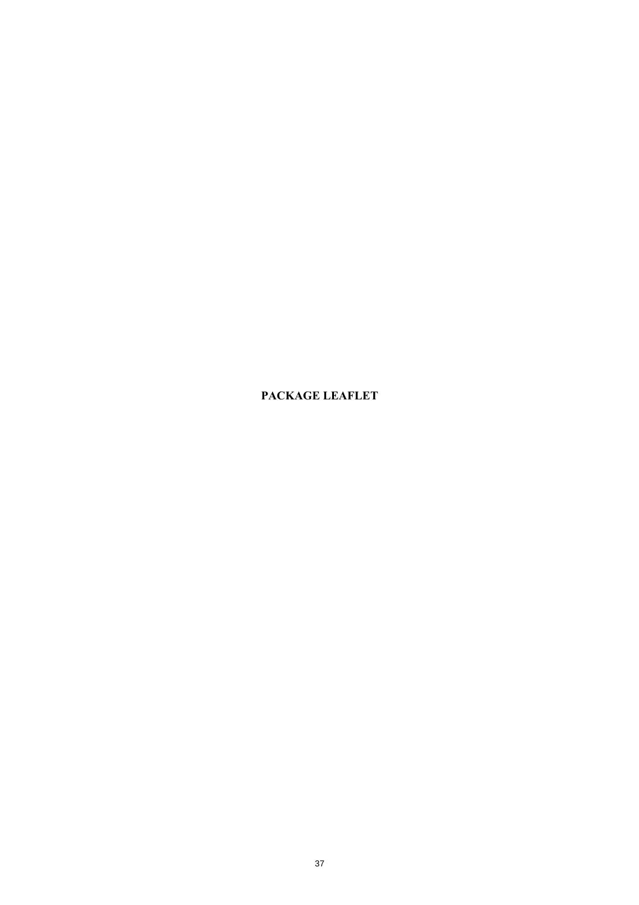# PACKAGE LEAFLET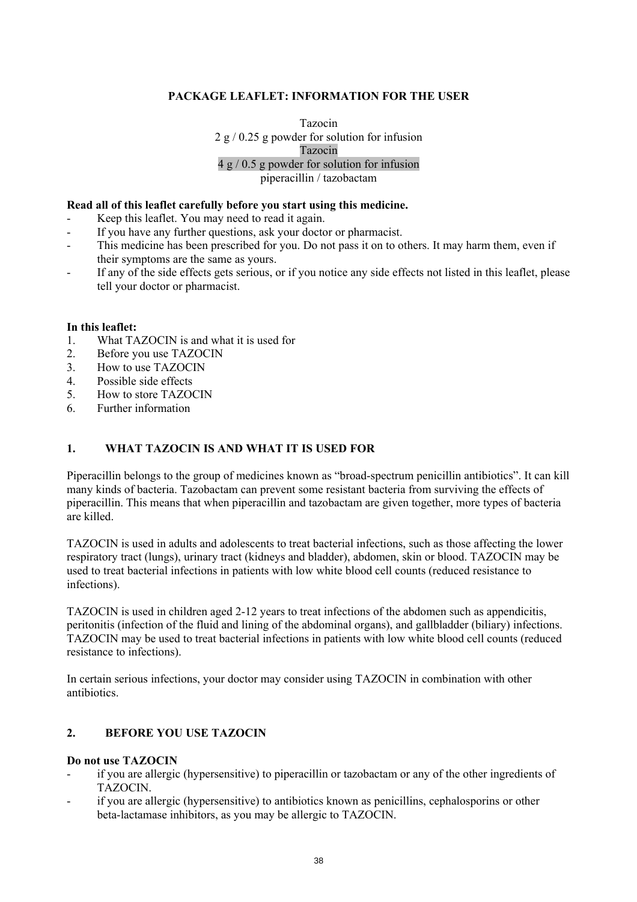**PACKAGE LEAFLET: INFORMATION FOR THE USER**

Tazocin
2 g / 0.25 g powder for solution for infusion
Tazocin
4 g / 0.5 g powder for solution for infusion
piperacillin / tazobactam

**Read all of this leaflet carefully before you start using this medicine.**

- Keep this leaflet. You may need to read it again.
- If you have any further questions, ask your doctor or pharmacist.
- This medicine has been prescribed for you. Do not pass it on to others. It may harm them, even if their symptoms are the same as yours.
- If any of the side effects gets serious, or if you notice any side effects not listed in this leaflet, please tell your doctor or pharmacist.

**In this leaflet:**

1. What TAZOCIN is and what it is used for
2. Before you use TAZOCIN
3. How to use TAZOCIN
4. Possible side effects
5. How to store TAZOCIN
6. Further information

## 1. WHAT TAZOCIN IS AND WHAT IT IS USED FOR

Piperacillin belongs to the group of medicines known as "broad-spectrum penicillin antibiotics". It can kill many kinds of bacteria. Tazobactam can prevent some resistant bacteria from surviving the effects of piperacillin. This means that when piperacillin and tazobactam are given together, more types of bacteria are killed.

TAZOCIN is used in adults and adolescents to treat bacterial infections, such as those affecting the lower respiratory tract (lungs), urinary tract (kidneys and bladder), abdomen, skin or blood. TAZOCIN may be used to treat bacterial infections in patients with low white blood cell counts (reduced resistance to infections).

TAZOCIN is used in children aged 2-12 years to treat infections of the abdomen such as appendicitis, peritonitis (infection of the fluid and lining of the abdominal organs), and gallbladder (biliary) infections. TAZOCIN may be used to treat bacterial infections in patients with low white blood cell counts (reduced resistance to infections).

In certain serious infections, your doctor may consider using TAZOCIN in combination with other antibiotics.

## 2. BEFORE YOU USE TAZOCIN

**Do not use TAZOCIN**

- if you are allergic (hypersensitive) to piperacillin or tazobactam or any of the other ingredients of TAZOCIN.
- if you are allergic (hypersensitive) to antibiotics known as penicillins, cephalosporins or other beta-lactamase inhibitors, as you may be allergic to TAZOCIN.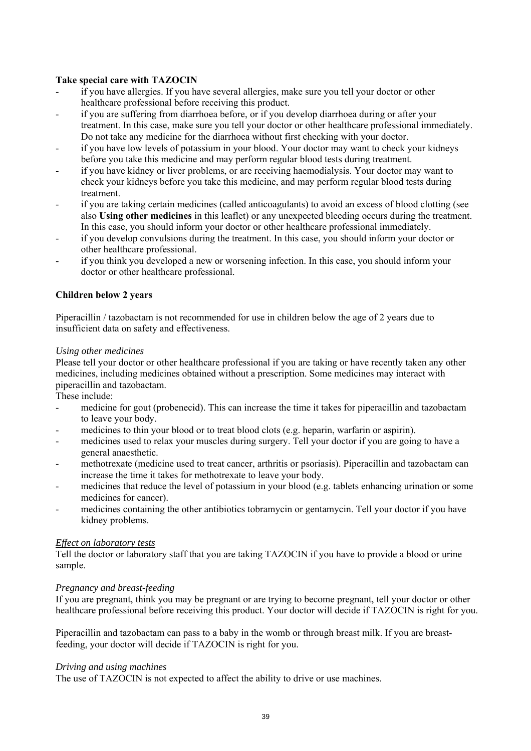**Take special care with TAZOCIN**

- if you have allergies. If you have several allergies, make sure you tell your doctor or other healthcare professional before receiving this product.
- if you are suffering from diarrhoea before, or if you develop diarrhoea during or after your treatment. In this case, make sure you tell your doctor or other healthcare professional immediately. Do not take any medicine for the diarrhoea without first checking with your doctor.
- if you have low levels of potassium in your blood. Your doctor may want to check your kidneys before you take this medicine and may perform regular blood tests during treatment.
- if you have kidney or liver problems, or are receiving haemodialysis. Your doctor may want to check your kidneys before you take this medicine, and may perform regular blood tests during treatment.
- if you are taking certain medicines (called anticoagulants) to avoid an excess of blood clotting (see also **Using other medicines** in this leaflet) or any unexpected bleeding occurs during the treatment. In this case, you should inform your doctor or other healthcare professional immediately.
- if you develop convulsions during the treatment. In this case, you should inform your doctor or other healthcare professional.
- if you think you developed a new or worsening infection. In this case, you should inform your doctor or other healthcare professional.

**Children below 2 years**

Piperacillin / tazobactam is not recommended for use in children below the age of 2 years due to insufficient data on safety and effectiveness.

*Using other medicines*

Please tell your doctor or other healthcare professional if you are taking or have recently taken any other medicines, including medicines obtained without a prescription. Some medicines may interact with piperacillin and tazobactam.

These include:

- medicine for gout (probenecid). This can increase the time it takes for piperacillin and tazobactam to leave your body.
- medicines to thin your blood or to treat blood clots (e.g. heparin, warfarin or aspirin).
- medicines used to relax your muscles during surgery. Tell your doctor if you are going to have a general anaesthetic.
- methotrexate (medicine used to treat cancer, arthritis or psoriasis). Piperacillin and tazobactam can increase the time it takes for methotrexate to leave your body.
- medicines that reduce the level of potassium in your blood (e.g. tablets enhancing urination or some medicines for cancer).
- medicines containing the other antibiotics tobramycin or gentamycin. Tell your doctor if you have kidney problems.

*Effect on laboratory tests*

Tell the doctor or laboratory staff that you are taking TAZOCIN if you have to provide a blood or urine sample.

*Pregnancy and breast-feeding*

If you are pregnant, think you may be pregnant or are trying to become pregnant, tell your doctor or other healthcare professional before receiving this product. Your doctor will decide if TAZOCIN is right for you.

Piperacillin and tazobactam can pass to a baby in the womb or through breast milk. If you are breast-feeding, your doctor will decide if TAZOCIN is right for you.

*Driving and using machines*

The use of TAZOCIN is not expected to affect the ability to drive or use machines.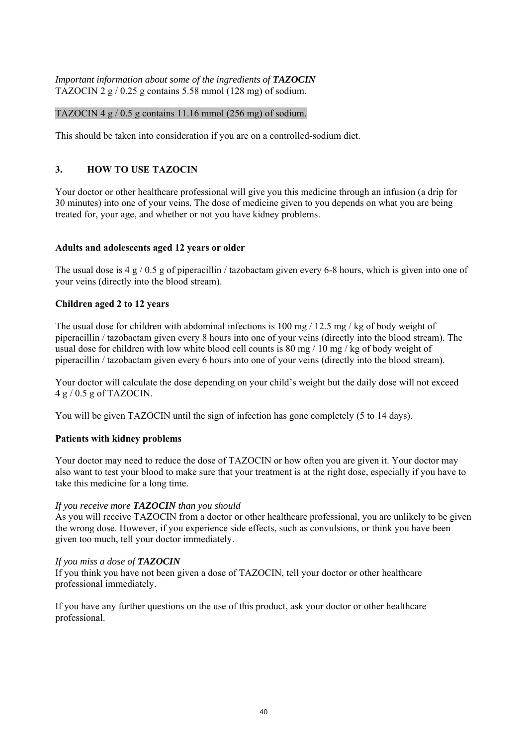*Important information about some of the ingredients of **TAZOCIN***
TAZOCIN 2 g / 0.25 g contains 5.58 mmol (128 mg) of sodium.

TAZOCIN 4 g / 0.5 g contains 11.16 mmol (256 mg) of sodium.

This should be taken into consideration if you are on a controlled-sodium diet.

## 3. HOW TO USE TAZOCIN

Your doctor or other healthcare professional will give you this medicine through an infusion (a drip for 30 minutes) into one of your veins. The dose of medicine given to you depends on what you are being treated for, your age, and whether or not you have kidney problems.

**Adults and adolescents aged 12 years or older**

The usual dose is 4 g / 0.5 g of piperacillin / tazobactam given every 6-8 hours, which is given into one of your veins (directly into the blood stream).

**Children aged 2 to 12 years**

The usual dose for children with abdominal infections is 100 mg / 12.5 mg / kg of body weight of piperacillin / tazobactam given every 8 hours into one of your veins (directly into the blood stream). The usual dose for children with low white blood cell counts is 80 mg / 10 mg / kg of body weight of piperacillin / tazobactam given every 6 hours into one of your veins (directly into the blood stream).

Your doctor will calculate the dose depending on your child's weight but the daily dose will not exceed 4 g / 0.5 g of TAZOCIN.

You will be given TAZOCIN until the sign of infection has gone completely (5 to 14 days).

**Patients with kidney problems**

Your doctor may need to reduce the dose of TAZOCIN or how often you are given it. Your doctor may also want to test your blood to make sure that your treatment is at the right dose, especially if you have to take this medicine for a long time.

*If you receive more **TAZOCIN** than you should*
As you will receive TAZOCIN from a doctor or other healthcare professional, you are unlikely to be given the wrong dose. However, if you experience side effects, such as convulsions, or think you have been given too much, tell your doctor immediately.

*If you miss a dose of **TAZOCIN***
If you think you have not been given a dose of TAZOCIN, tell your doctor or other healthcare professional immediately.

If you have any further questions on the use of this product, ask your doctor or other healthcare professional.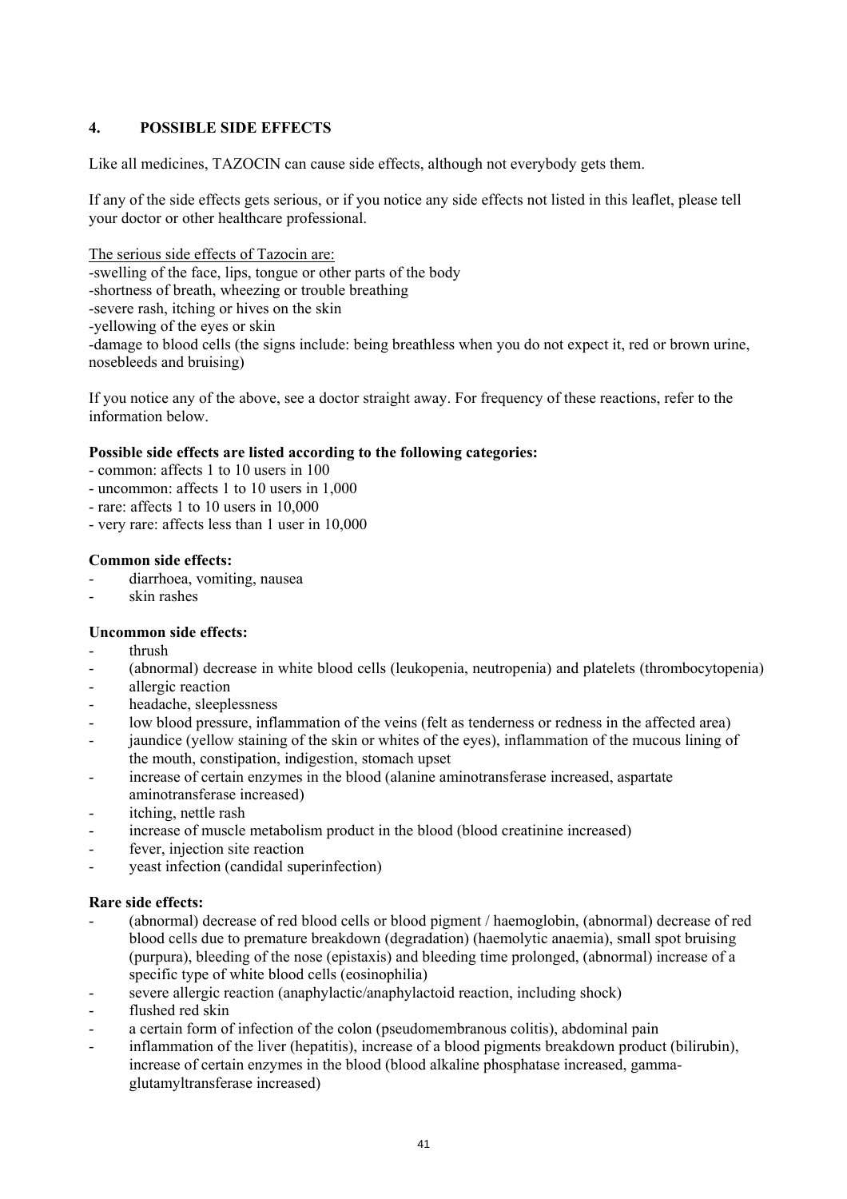## 4. POSSIBLE SIDE EFFECTS

Like all medicines, TAZOCIN can cause side effects, although not everybody gets them.

If any of the side effects gets serious, or if you notice any side effects not listed in this leaflet, please tell your doctor or other healthcare professional.

The serious side effects of Tazocin are:

- swelling of the face, lips, tongue or other parts of the body
- shortness of breath, wheezing or trouble breathing
- severe rash, itching or hives on the skin
- yellowing of the eyes or skin
- damage to blood cells (the signs include: being breathless when you do not expect it, red or brown urine, nosebleeds and bruising)

If you notice any of the above, see a doctor straight away. For frequency of these reactions, refer to the information below.

**Possible side effects are listed according to the following categories:**

- common: affects 1 to 10 users in 100
- uncommon: affects 1 to 10 users in 1,000
- rare: affects 1 to 10 users in 10,000
- very rare: affects less than 1 user in 10,000

**Common side effects:**

- diarrhoea, vomiting, nausea
- skin rashes

**Uncommon side effects:**

- thrush
- (abnormal) decrease in white blood cells (leukopenia, neutropenia) and platelets (thrombocytopenia)
- allergic reaction
- headache, sleeplessness
- low blood pressure, inflammation of the veins (felt as tenderness or redness in the affected area)
- jaundice (yellow staining of the skin or whites of the eyes), inflammation of the mucous lining of the mouth, constipation, indigestion, stomach upset
- increase of certain enzymes in the blood (alanine aminotransferase increased, aspartate aminotransferase increased)
- itching, nettle rash
- increase of muscle metabolism product in the blood (blood creatinine increased)
- fever, injection site reaction
- yeast infection (candidal superinfection)

**Rare side effects:**

- (abnormal) decrease of red blood cells or blood pigment / haemoglobin, (abnormal) decrease of red blood cells due to premature breakdown (degradation) (haemolytic anaemia), small spot bruising (purpura), bleeding of the nose (epistaxis) and bleeding time prolonged, (abnormal) increase of a specific type of white blood cells (eosinophilia)
- severe allergic reaction (anaphylactic/anaphylactoid reaction, including shock)
- flushed red skin
- a certain form of infection of the colon (pseudomembranous colitis), abdominal pain
- inflammation of the liver (hepatitis), increase of a blood pigments breakdown product (bilirubin), increase of certain enzymes in the blood (blood alkaline phosphatase increased, gamma-glutamyltransferase increased)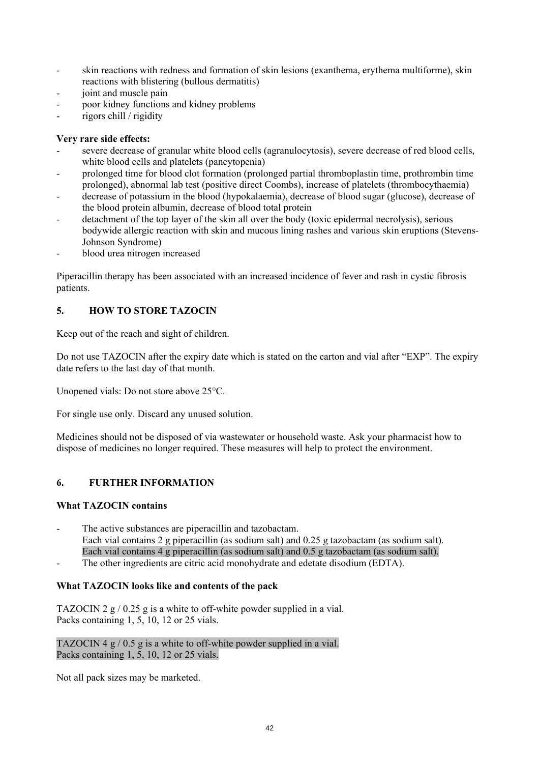- skin reactions with redness and formation of skin lesions (exanthema, erythema multiforme), skin reactions with blistering (bullous dermatitis)
- joint and muscle pain
- poor kidney functions and kidney problems
- rigors chill / rigidity

**Very rare side effects:**

- severe decrease of granular white blood cells (agranulocytosis), severe decrease of red blood cells, white blood cells and platelets (pancytopenia)
- prolonged time for blood clot formation (prolonged partial thromboplastin time, prothrombin time prolonged), abnormal lab test (positive direct Coombs), increase of platelets (thrombocythaemia)
- decrease of potassium in the blood (hypokalaemia), decrease of blood sugar (glucose), decrease of the blood protein albumin, decrease of blood total protein
- detachment of the top layer of the skin all over the body (toxic epidermal necrolysis), serious bodywide allergic reaction with skin and mucous lining rashes and various skin eruptions (Stevens-Johnson Syndrome)
- blood urea nitrogen increased

Piperacillin therapy has been associated with an increased incidence of fever and rash in cystic fibrosis patients.

## 5. HOW TO STORE TAZOCIN

Keep out of the reach and sight of children.

Do not use TAZOCIN after the expiry date which is stated on the carton and vial after "EXP". The expiry date refers to the last day of that month.

Unopened vials: Do not store above 25°C.

For single use only. Discard any unused solution.

Medicines should not be disposed of via wastewater or household waste. Ask your pharmacist how to dispose of medicines no longer required. These measures will help to protect the environment.

## 6. FURTHER INFORMATION

**What TAZOCIN contains**

- The active substances are piperacillin and tazobactam.
  Each vial contains 2 g piperacillin (as sodium salt) and 0.25 g tazobactam (as sodium salt).
  Each vial contains 4 g piperacillin (as sodium salt) and 0.5 g tazobactam (as sodium salt).
- The other ingredients are citric acid monohydrate and edetate disodium (EDTA).

**What TAZOCIN looks like and contents of the pack**

TAZOCIN 2 g / 0.25 g is a white to off-white powder supplied in a vial.
Packs containing 1, 5, 10, 12 or 25 vials.

TAZOCIN 4 g / 0.5 g is a white to off-white powder supplied in a vial.
Packs containing 1, 5, 10, 12 or 25 vials.

Not all pack sizes may be marketed.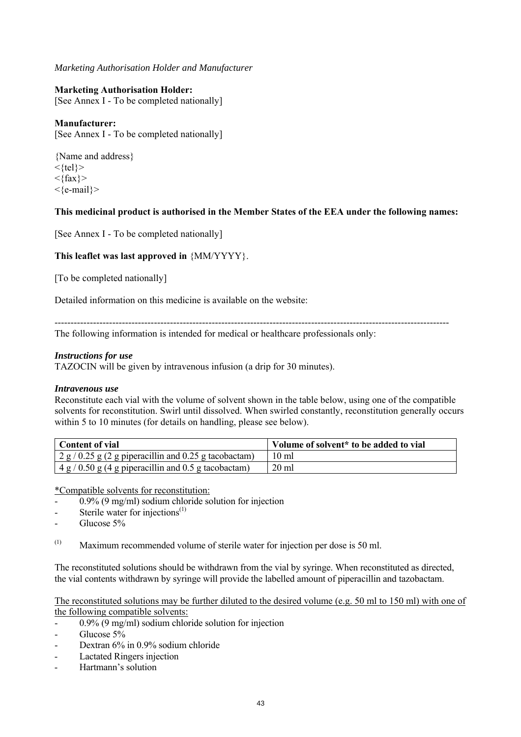*Marketing Authorisation Holder and Manufacturer*

**Marketing Authorisation Holder:**
[See Annex I - To be completed nationally]

**Manufacturer:**
[See Annex I - To be completed nationally]

{Name and address}
<{tel}>
<{fax}>
<{e-mail}>

**This medicinal product is authorised in the Member States of the EEA under the following names:**

[See Annex I - To be completed nationally]

**This leaflet was last approved in** {MM/YYYY}.

[To be completed nationally]

Detailed information on this medicine is available on the website:

---

The following information is intended for medical or healthcare professionals only:

***Instructions for use***
TAZOCIN will be given by intravenous infusion (a drip for 30 minutes).

***Intravenous use***
Reconstitute each vial with the volume of solvent shown in the table below, using one of the compatible solvents for reconstitution. Swirl until dissolved. When swirled constantly, reconstitution generally occurs within 5 to 10 minutes (for details on handling, please see below).

| Content of vial | Volume of solvent* to be added to vial |
|---|---|
| 2 g / 0.25 g (2 g piperacillin and 0.25 g tacobactam) | 10 ml |
| 4 g / 0.50 g (4 g piperacillin and 0.5 g tacobactam) | 20 ml |

<u>*Compatible solvents for reconstitution:</u>
- 0.9% (9 mg/ml) sodium chloride solution for injection
- Sterile water for injections[(1)]
- Glucose 5%

[(1)] Maximum recommended volume of sterile water for injection per dose is 50 ml.

The reconstituted solutions should be withdrawn from the vial by syringe. When reconstituted as directed, the vial contents withdrawn by syringe will provide the labelled amount of piperacillin and tazobactam.

<u>The reconstituted solutions may be further diluted to the desired volume (e.g. 50 ml to 150 ml) with one of the following compatible solvents:</u>
- 0.9% (9 mg/ml) sodium chloride solution for injection
- Glucose 5%
- Dextran 6% in 0.9% sodium chloride
- Lactated Ringers injection
- Hartmann's solution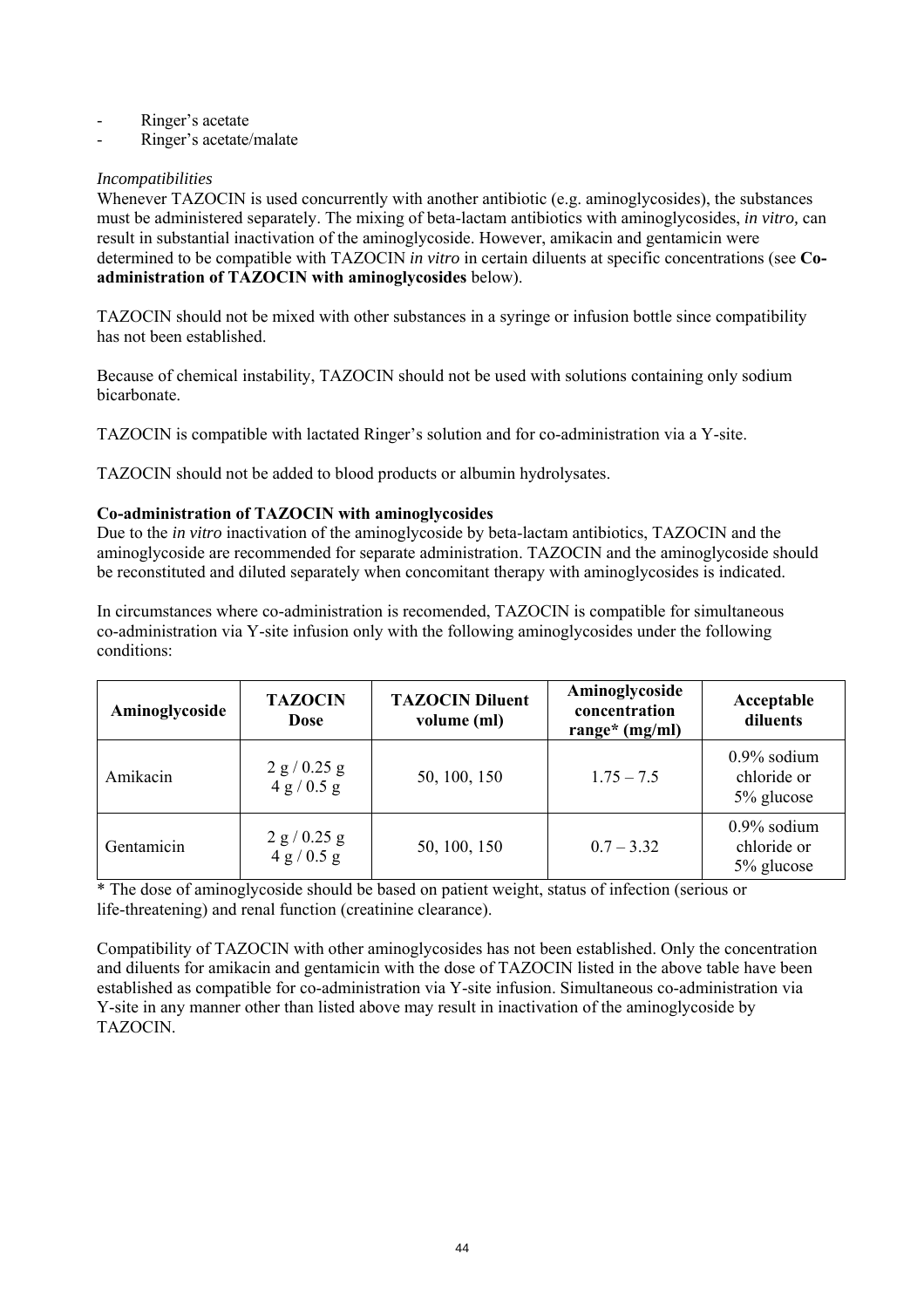- Ringer's acetate
- Ringer's acetate/malate

*Incompatibilities*

Whenever TAZOCIN is used concurrently with another antibiotic (e.g. aminoglycosides), the substances must be administered separately. The mixing of beta-lactam antibiotics with aminoglycosides, *in vitro,* can result in substantial inactivation of the aminoglycoside. However, amikacin and gentamicin were determined to be compatible with TAZOCIN *in vitro* in certain diluents at specific concentrations (see **Co-administration of TAZOCIN with aminoglycosides** below).

TAZOCIN should not be mixed with other substances in a syringe or infusion bottle since compatibility has not been established.

Because of chemical instability, TAZOCIN should not be used with solutions containing only sodium bicarbonate.

TAZOCIN is compatible with lactated Ringer's solution and for co-administration via a Y-site.

TAZOCIN should not be added to blood products or albumin hydrolysates.

**Co-administration of TAZOCIN with aminoglycosides**

Due to the *in vitro* inactivation of the aminoglycoside by beta-lactam antibiotics, TAZOCIN and the aminoglycoside are recommended for separate administration. TAZOCIN and the aminoglycoside should be reconstituted and diluted separately when concomitant therapy with aminoglycosides is indicated.

In circumstances where co-administration is recomended, TAZOCIN is compatible for simultaneous co-administration via Y-site infusion only with the following aminoglycosides under the following conditions:

| Aminoglycoside | TAZOCIN Dose | TAZOCIN Diluent volume (ml) | Aminoglycoside concentration range* (mg/ml) | Acceptable diluents |
|---|---|---|---|---|
| Amikacin | 2 g / 0.25 g<br>4 g / 0.5 g | 50, 100, 150 | 1.75 – 7.5 | 0.9% sodium chloride or 5% glucose |
| Gentamicin | 2 g / 0.25 g<br>4 g / 0.5 g | 50, 100, 150 | 0.7 – 3.32 | 0.9% sodium chloride or 5% glucose |

* The dose of aminoglycoside should be based on patient weight, status of infection (serious or life-threatening) and renal function (creatinine clearance).

Compatibility of TAZOCIN with other aminoglycosides has not been established. Only the concentration and diluents for amikacin and gentamicin with the dose of TAZOCIN listed in the above table have been established as compatible for co-administration via Y-site infusion. Simultaneous co-administration via Y-site in any manner other than listed above may result in inactivation of the aminoglycoside by TAZOCIN.